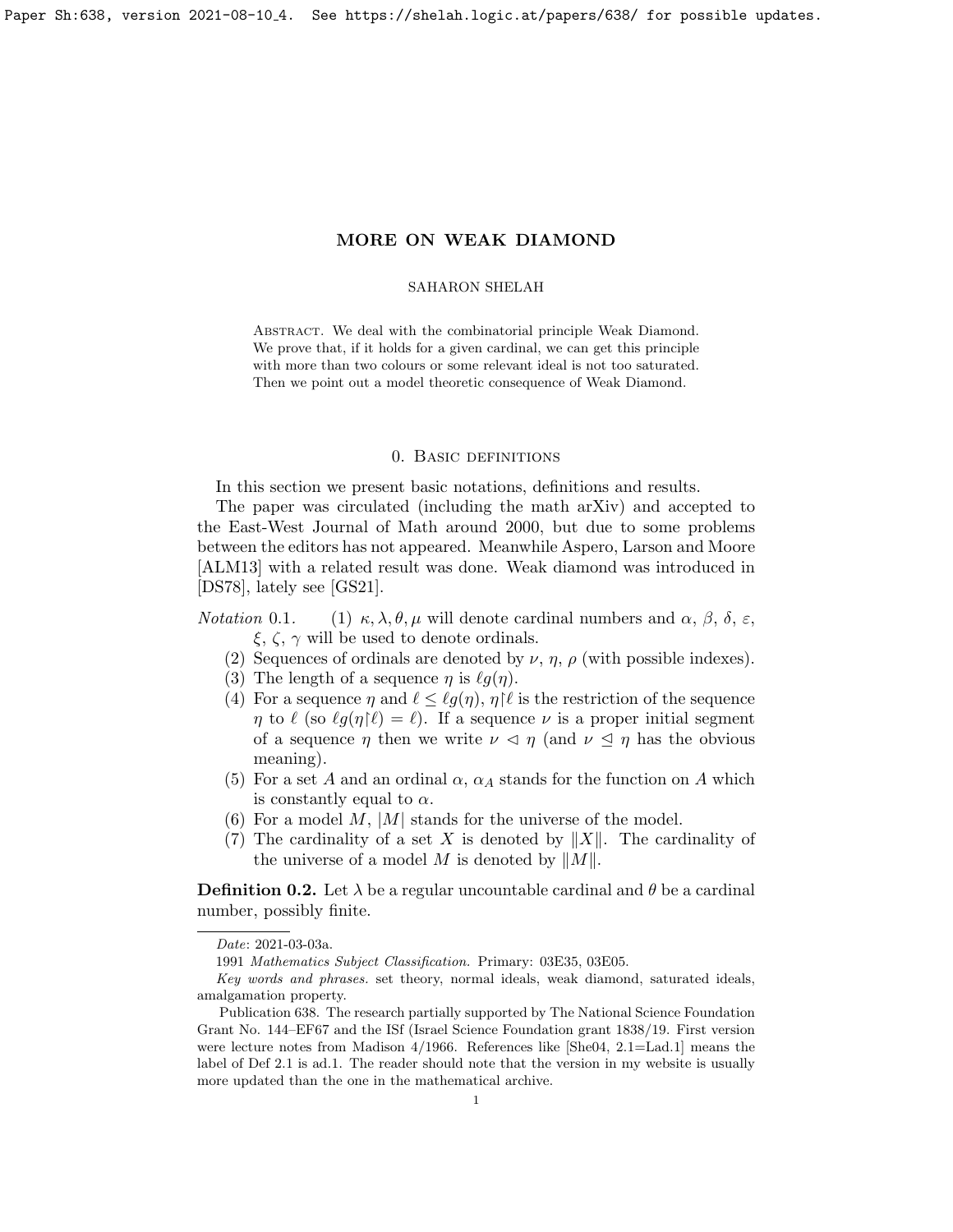# MORE ON WEAK DIAMOND

SAHARON SHELAH

Abstract. We deal with the combinatorial principle Weak Diamond. We prove that, if it holds for a given cardinal, we can get this principle with more than two colours or some relevant ideal is not too saturated. Then we point out a model theoretic consequence of Weak Diamond.

## 0. Basic definitions

In this section we present basic notations, definitions and results.

The paper was circulated (including the math arXiv) and accepted to the East-West Journal of Math around 2000, but due to some problems between the editors has not appeared. Meanwhile Aspero, Larson and Moore [ALM13] with a related result was done. Weak diamond was introduced in [DS78], lately see [GS21].

*Notation* 0.1.

1. $\kappa, \lambda, \theta, \mu$ will denote cardinal numbers and $\alpha$, $\beta$, $\delta$, $\varepsilon$, $\xi$, $\zeta$, $\gamma$ will be used to denote ordinals.
2. Sequences of ordinals are denoted by $\nu$, $\eta$, $\rho$ (with possible indexes).
3. The length of a sequence $\eta$ is $\ell g(\eta)$.
4. For a sequence $\eta$ and $\ell \leq \ell g(\eta)$, $\eta \restriction \ell$ is the restriction of the sequence $\eta$ to $\ell$ (so $\ell g(\eta \restriction \ell) = \ell$). If a sequence $\nu$ is a proper initial segment of a sequence $\eta$ then we write $\nu \lhd \eta$ (and $\nu \trianglelefteq \eta$ has the obvious meaning).
5. For a set $A$ and an ordinal $\alpha$, $\alpha_A$ stands for the function on $A$ which is constantly equal to $\alpha$.
6. For a model $M$, $|M|$ stands for the universe of the model.
7. The cardinality of a set $X$ is denoted by $\|X\|$. The cardinality of the universe of a model $M$ is denoted by $\|M\|$.

**Definition 0.2.** Let $\lambda$ be a regular uncountable cardinal and $\theta$ be a cardinal number, possibly finite.

---

*Date*: 2021-03-03a.

1991 *Mathematics Subject Classification.* Primary: 03E35, 03E05.

*Key words and phrases.* set theory, normal ideals, weak diamond, saturated ideals, amalgamation property.

Publication 638. The research partially supported by The National Science Foundation Grant No. 144–EF67 and the ISf (Israel Science Foundation grant 1838/19. First version were lecture notes from Madison 4/1966. References like [She04, 2.1=Lad.1] means the label of Def 2.1 is ad.1. The reader should note that the version in my website is usually more updated than the one in the mathematical archive.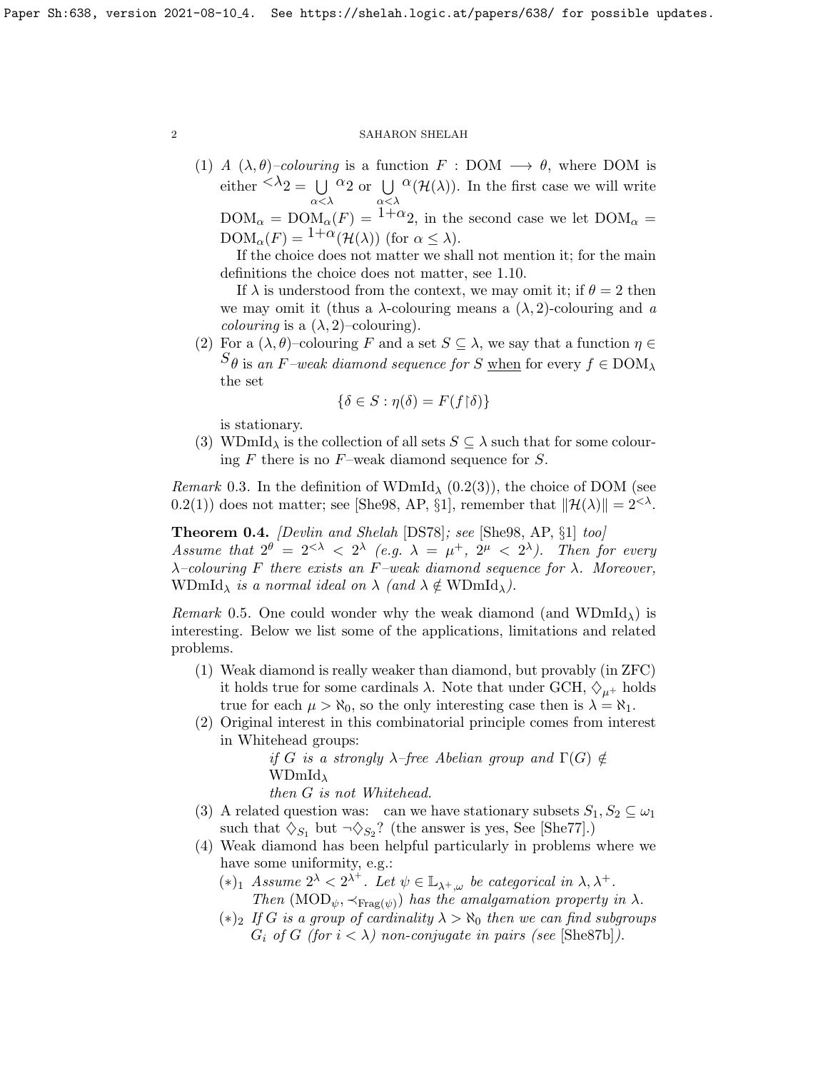(1) A $(\lambda,\theta)$–*colouring* is a function $F : \mathrm{DOM} \longrightarrow \theta$, where DOM is either ${}^{<\lambda}2 = \bigcup\limits_{\alpha<\lambda} {}^{\alpha}2$ or $\bigcup\limits_{\alpha<\lambda} {}^{\alpha}(\mathcal{H}(\lambda))$. In the first case we will write $\mathrm{DOM}_\alpha = \mathrm{DOM}_\alpha(F) = {}^{1+\alpha}2$, in the second case we let $\mathrm{DOM}_\alpha = \mathrm{DOM}_\alpha(F) = {}^{1+\alpha}(\mathcal{H}(\lambda))$ (for $\alpha \le \lambda$).

If the choice does not matter we shall not mention it; for the main definitions the choice does not matter, see 1.10.

If $\lambda$ is understood from the context, we may omit it; if $\theta = 2$ then we may omit it (thus a $\lambda$-colouring means a $(\lambda, 2)$-colouring and *a colouring* is a $(\lambda, 2)$–colouring).

(2) For a $(\lambda,\theta)$–colouring $F$ and a set $S \subseteq \lambda$, we say that a function $\eta \in {}^{S}\theta$ is *an* $F$*–weak diamond sequence for* $S$ <u>when</u> for every $f \in \mathrm{DOM}_\lambda$ the set
$$\{\delta \in S : \eta(\delta) = F(f{\restriction}\delta)\}$$
is stationary.

(3) $\mathrm{WDmId}_\lambda$ is the collection of all sets $S \subseteq \lambda$ such that for some colouring $F$ there is no $F$–weak diamond sequence for $S$.

*Remark* 0.3. In the definition of $\mathrm{WDmId}_\lambda$ (0.2(3)), the choice of DOM (see 0.2(1)) does not matter; see [She98, AP, §1], remember that $\|\mathcal{H}(\lambda)\| = 2^{<\lambda}$.

**Theorem 0.4.** *[Devlin and Shelah* [DS78]*; see* [She98, AP, §1] *too] Assume that* $2^\theta = 2^{<\lambda} < 2^\lambda$ *(e.g.* $\lambda = \mu^+$, $2^\mu < 2^\lambda$*). Then for every* $\lambda$*–colouring* $F$ *there exists an* $F$*–weak diamond sequence for* $\lambda$*. Moreover,* $\mathrm{WDmId}_\lambda$ *is a normal ideal on* $\lambda$ *(and* $\lambda \notin \mathrm{WDmId}_\lambda$*).*

*Remark* 0.5. One could wonder why the weak diamond (and $\mathrm{WDmId}_\lambda$) is interesting. Below we list some of the applications, limitations and related problems.

(1) Weak diamond is really weaker than diamond, but provably (in ZFC) it holds true for some cardinals $\lambda$. Note that under GCH, $\diamondsuit_{\mu^+}$ holds true for each $\mu > \aleph_0$, so the only interesting case then is $\lambda = \aleph_1$.

(2) Original interest in this combinatorial principle comes from interest in Whitehead groups:

*if* $G$ *is a strongly* $\lambda$*–free Abelian group and* $\Gamma(G) \notin \mathrm{WDmId}_\lambda$
*then* $G$ *is not Whitehead.*

(3) A related question was: can we have stationary subsets $S_1, S_2 \subseteq \omega_1$ such that $\diamondsuit_{S_1}$ but $\neg\diamondsuit_{S_2}$? (the answer is yes, See [She77].)

(4) Weak diamond has been helpful particularly in problems where we have some uniformity, e.g.:

$(*)_1$ *Assume* $2^\lambda < 2^{\lambda^+}$*. Let* $\psi \in \mathbb{L}_{\lambda^+,\omega}$ *be categorical in* $\lambda, \lambda^+$*. Then* $(\mathrm{MOD}_\psi, \prec_{\mathrm{Frag}(\psi)})$ *has the amalgamation property in* $\lambda$*.*

$(*)_2$ *If* $G$ *is a group of cardinality* $\lambda > \aleph_0$ *then we can find subgroups* $G_i$ *of* $G$ *(for* $i < \lambda$*) non-conjugate in pairs (see* [She87b]*).*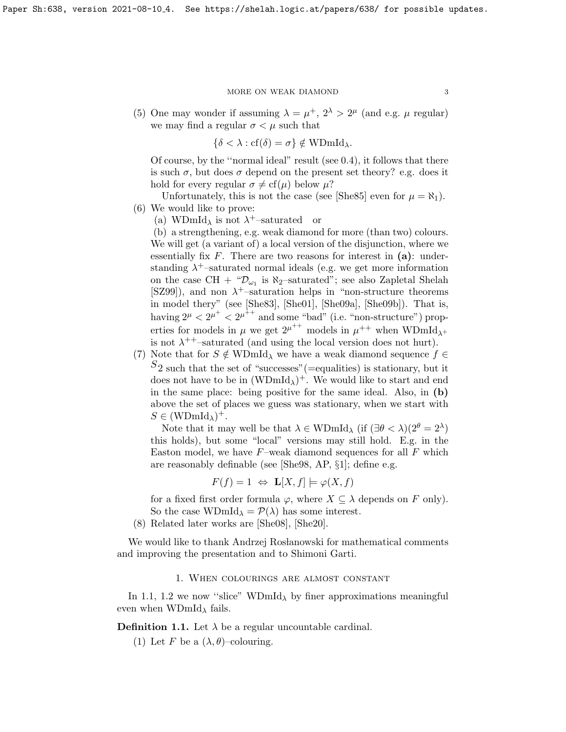(5) One may wonder if assuming $\lambda = \mu^+$, $2^\lambda > 2^\mu$ (and e.g. $\mu$ regular) we may find a regular $\sigma < \mu$ such that

$$\{\delta < \lambda : \mathrm{cf}(\delta) = \sigma\} \notin \mathrm{WDmId}_\lambda.$$

Of course, by the "normal ideal" result (see 0.4), it follows that there is such $\sigma$, but does $\sigma$ depend on the present set theory? e.g. does it hold for every regular $\sigma \neq \mathrm{cf}(\mu)$ below $\mu$?

Unfortunately, this is not the case (see [She85] even for $\mu = \aleph_1$).

(6) We would like to prove:
 (a) $\mathrm{WDmId}_\lambda$ is not $\lambda^+$–saturated or
 (b) a strengthening, e.g. weak diamond for more (than two) colours.
We will get (a variant of) a local version of the disjunction, where we essentially fix $F$. There are two reasons for interest in **(a)**: understanding $\lambda^+$–saturated normal ideals (e.g. we get more information on the case CH + "$\mathcal{D}_{\omega_1}$ is $\aleph_2$–saturated"; see also Zapletal Shelah [SZ99]), and non $\lambda^+$–saturation helps in "non-structure theorems in model thery" (see [She83], [She01], [She09a], [She09b]). That is, having $2^\mu < 2^{\mu^+} < 2^{\mu^{++}}$ and some "bad" (i.e. "non-structure") properties for models in $\mu$ we get $2^{\mu^{++}}$ models in $\mu^{++}$ when $\mathrm{WDmId}_{\lambda^+}$ is not $\lambda^{++}$–saturated (and using the local version does not hurt).

(7) Note that for $S \notin \mathrm{WDmId}_\lambda$ we have a weak diamond sequence $f \in {}^S 2$ such that the set of "successes"(=equalities) is stationary, but it does not have to be in $(\mathrm{WDmId}_\lambda)^+$. We would like to start and end in the same place: being positive for the same ideal. Also, in **(b)** above the set of places we guess was stationary, when we start with $S \in (\mathrm{WDmId}_\lambda)^+$.

Note that it may well be that $\lambda \in \mathrm{WDmId}_\lambda$ (if $(\exists \theta < \lambda)(2^\theta = 2^\lambda)$ this holds), but some "local" versions may still hold. E.g. in the Easton model, we have $F$–weak diamond sequences for all $F$ which are reasonably definable (see [She98, AP, §1]; define e.g.

$$F(f) = 1 \ \Leftrightarrow\ \mathbf{L}[X, f] \models \varphi(X, f)$$

for a fixed first order formula $\varphi$, where $X \subseteq \lambda$ depends on $F$ only). So the case $\mathrm{WDmId}_\lambda = \mathcal{P}(\lambda)$ has some interest.

(8) Related later works are [She08], [She20].

We would like to thank Andrzej Rosłanowski for mathematical comments and improving the presentation and to Shimoni Garti.

## 1. When colourings are almost constant

In 1.1, 1.2 we now "slice" $\mathrm{WDmId}_\lambda$ by finer approximations meaningful even when $\mathrm{WDmId}_\lambda$ fails.

**Definition 1.1.** Let $\lambda$ be a regular uncountable cardinal.

(1) Let $F$ be a $(\lambda, \theta)$–colouring.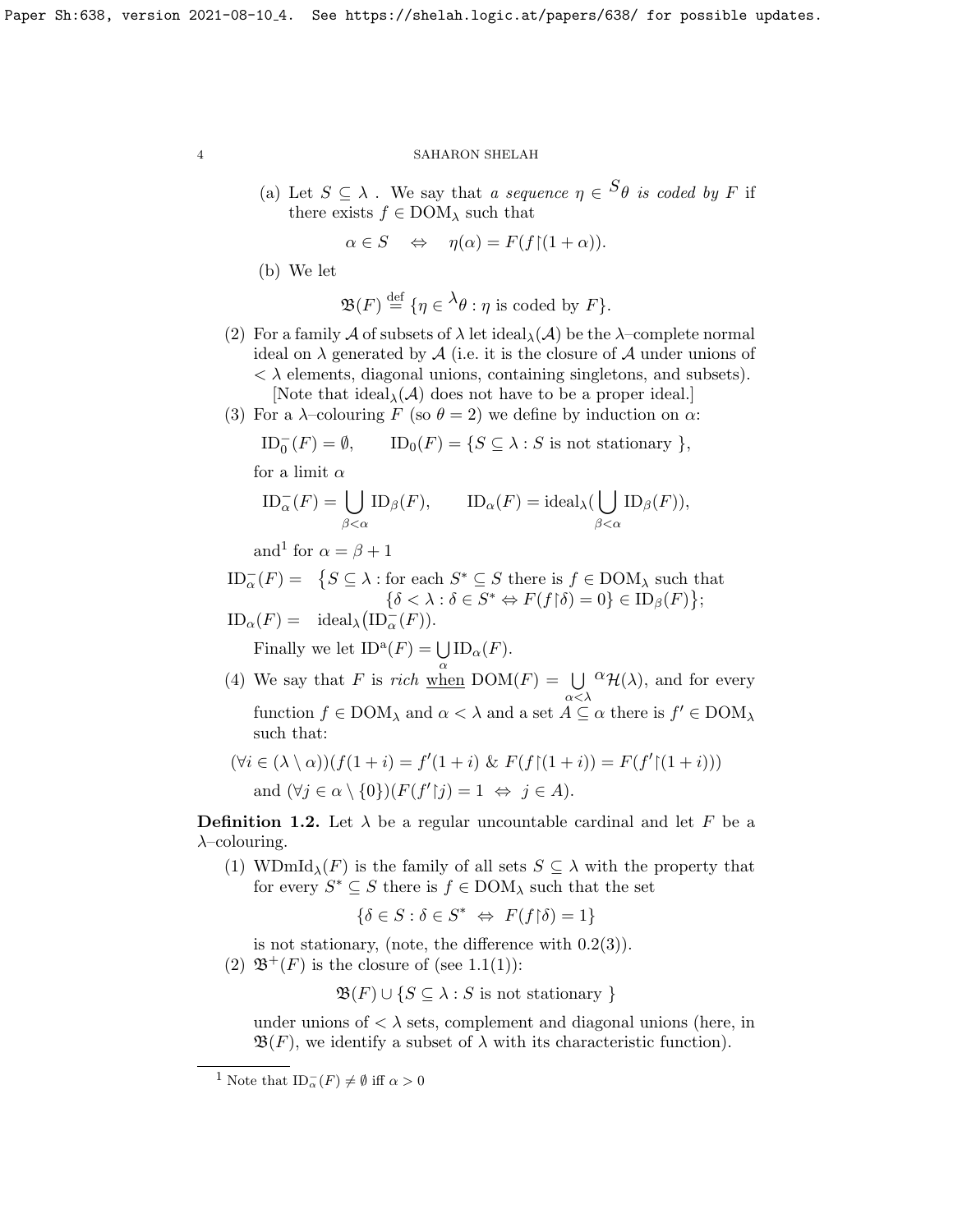(a) Let $S \subseteq \lambda$. We say that *a sequence* $\eta \in {}^{S}\theta$ *is coded by* $F$ if there exists $f \in \mathrm{DOM}_\lambda$ such that

$$\alpha \in S \quad \Leftrightarrow \quad \eta(\alpha) = F(f{\restriction}(1+\alpha)).$$

(b) We let

$$\mathfrak{B}(F) \stackrel{\mathrm{def}}{=} \{\eta \in {}^{\lambda}\theta : \eta \text{ is coded by } F\}.$$

(2) For a family $\mathcal{A}$ of subsets of $\lambda$ let $\mathrm{ideal}_\lambda(\mathcal{A})$ be the $\lambda$–complete normal ideal on $\lambda$ generated by $\mathcal{A}$ (i.e. it is the closure of $\mathcal{A}$ under unions of $< \lambda$ elements, diagonal unions, containing singletons, and subsets).
[Note that $\mathrm{ideal}_\lambda(\mathcal{A})$ does not have to be a proper ideal.]

(3) For a $\lambda$–colouring $F$ (so $\theta = 2$) we define by induction on $\alpha$:

$$\mathrm{ID}^-_0(F) = \emptyset, \qquad \mathrm{ID}_0(F) = \{S \subseteq \lambda : S \text{ is not stationary }\},$$

for a limit $\alpha$

$$\mathrm{ID}^-_\alpha(F) = \bigcup_{\beta<\alpha} \mathrm{ID}_\beta(F), \qquad \mathrm{ID}_\alpha(F) = \mathrm{ideal}_\lambda\big(\bigcup_{\beta<\alpha} \mathrm{ID}_\beta(F)\big),$$

and[1] for $\alpha = \beta + 1$

$$\begin{aligned}\mathrm{ID}^-_\alpha(F) = \ & \big\{S \subseteq \lambda : \text{for each } S^* \subseteq S \text{ there is } f \in \mathrm{DOM}_\lambda \text{ such that} \\ & \quad \{\delta < \lambda : \delta \in S^* \Leftrightarrow F(f{\restriction}\delta) = 0\} \in \mathrm{ID}_\beta(F)\big\};\\ \mathrm{ID}_\alpha(F) = \ & \mathrm{ideal}_\lambda\big(\mathrm{ID}^-_\alpha(F)\big).\end{aligned}$$

Finally we let $\mathrm{ID}^{\mathrm{a}}(F) = \bigcup\limits_{\alpha} \mathrm{ID}_\alpha(F)$.

(4) We say that $F$ is *rich* <u>when</u> $\mathrm{DOM}(F) = \bigcup\limits_{\alpha<\lambda} {}^{\alpha}\mathcal{H}(\lambda)$, and for every function $f \in \mathrm{DOM}_\lambda$ and $\alpha < \lambda$ and a set $A \subseteq \alpha$ there is $f' \in \mathrm{DOM}_\lambda$ such that:

$$(\forall i \in (\lambda \setminus \alpha))(f(1+i) = f'(1+i) \ \&\ F(f{\restriction}(1+i)) = F(f'{\restriction}(1+i)))$$
$$\text{and } (\forall j \in \alpha \setminus \{0\})(F(f'{\restriction}j) = 1 \ \Leftrightarrow\ j \in A).$$

**Definition 1.2.** Let $\lambda$ be a regular uncountable cardinal and let $F$ be a $\lambda$–colouring.

(1) $\mathrm{WDmId}_\lambda(F)$ is the family of all sets $S \subseteq \lambda$ with the property that for every $S^* \subseteq S$ there is $f \in \mathrm{DOM}_\lambda$ such that the set

$$\{\delta \in S : \delta \in S^* \ \Leftrightarrow\ F(f{\restriction}\delta) = 1\}$$

is not stationary, (note, the difference with 0.2(3)).

(2) $\mathfrak{B}^+(F)$ is the closure of (see 1.1(1)):

$$\mathfrak{B}(F) \cup \{S \subseteq \lambda : S \text{ is not stationary }\}$$

under unions of $< \lambda$ sets, complement and diagonal unions (here, in $\mathfrak{B}(F)$, we identify a subset of $\lambda$ with its characteristic function).

[1] Note that $\mathrm{ID}^-_\alpha(F) \neq \emptyset$ iff $\alpha > 0$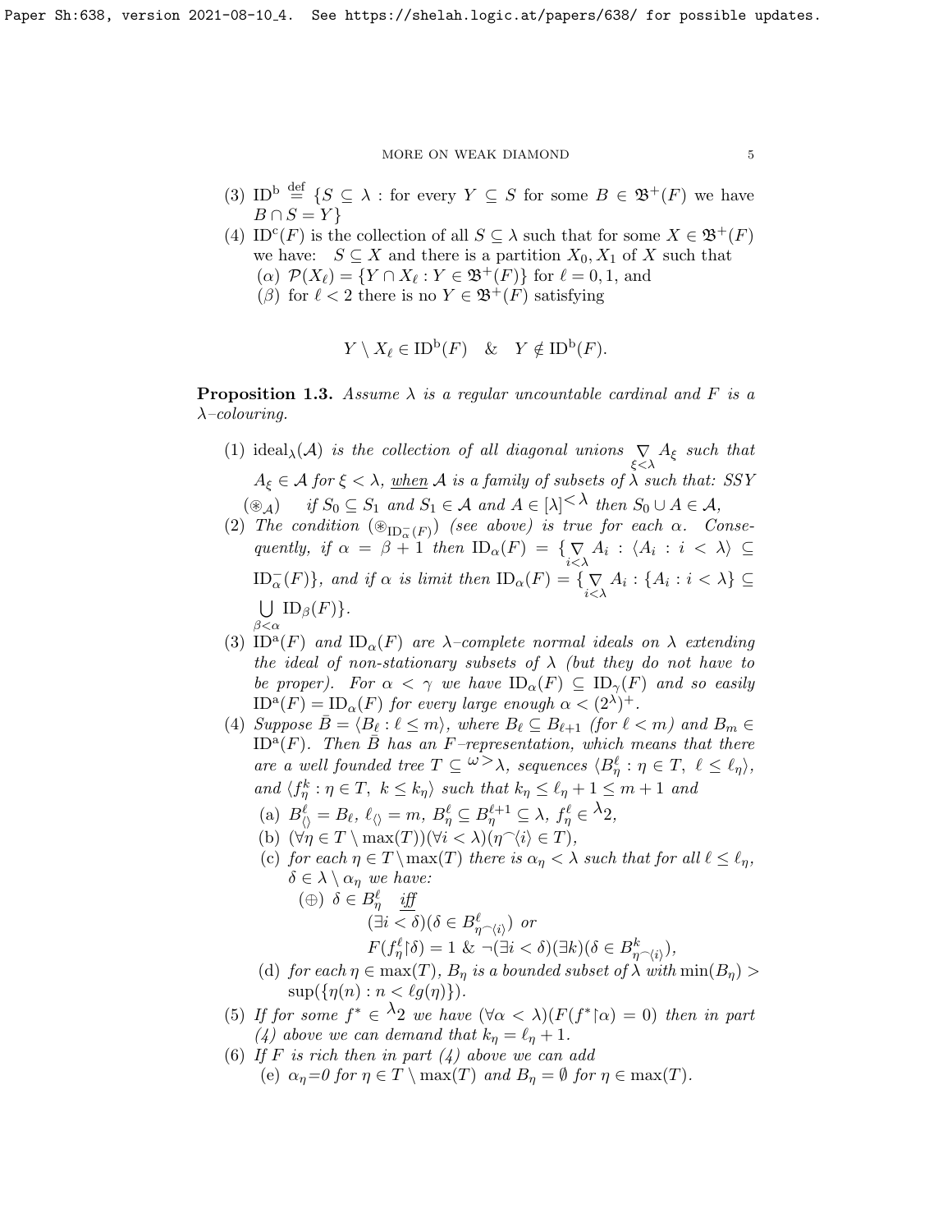(3) $\mathrm{ID}^{\mathrm{b}} \stackrel{\mathrm{def}}{=} \{S \subseteq \lambda :$ for every $Y \subseteq S$ for some $B \in \mathfrak{B}^+(F)$ we have $B \cap S = Y\}$

(4) $\mathrm{ID}^{\mathrm{c}}(F)$ is the collection of all $S \subseteq \lambda$ such that for some $X \in \mathfrak{B}^+(F)$ we have: $S \subseteq X$ and there is a partition $X_0, X_1$ of $X$ such that

  ($\alpha$) $\mathcal{P}(X_\ell) = \{Y \cap X_\ell : Y \in \mathfrak{B}^+(F)\}$ for $\ell = 0, 1$, and

  ($\beta$) for $\ell < 2$ there is no $Y \in \mathfrak{B}^+(F)$ satisfying

$$Y \setminus X_\ell \in \mathrm{ID}^{\mathrm{b}}(F) \quad \& \quad Y \notin \mathrm{ID}^{\mathrm{b}}(F).$$

**Proposition 1.3.** *Assume $\lambda$ is a regular uncountable cardinal and $F$ is a $\lambda$–colouring.*

(1) *$\mathrm{ideal}_\lambda(\mathcal{A})$ is the collection of all diagonal unions $\nabla_{\xi<\lambda} A_\xi$ such that $A_\xi \in \mathcal{A}$ for $\xi < \lambda$, __when__ $\mathcal{A}$ is a family of subsets of $\lambda$ such that: SSY*

  ($\circledast_{\mathcal{A}}$) *if $S_0 \subseteq S_1$ and $S_1 \in \mathcal{A}$ and $A \in [\lambda]^{<\lambda}$ then $S_0 \cup A \in \mathcal{A}$,*

(2) *The condition ($\circledast_{\mathrm{ID}^-_\alpha(F)}$) (see above) is true for each $\alpha$. Consequently, if $\alpha = \beta + 1$ then $\mathrm{ID}_\alpha(F) = \{\nabla_{i<\lambda} A_i : \langle A_i : i < \lambda\rangle \subseteq \mathrm{ID}^-_\alpha(F)\}$, and if $\alpha$ is limit then $\mathrm{ID}_\alpha(F) = \{\nabla_{i<\lambda} A_i : \{A_i : i < \lambda\} \subseteq \bigcup_{\beta<\alpha} \mathrm{ID}_\beta(F)\}$.*

(3) *$\mathrm{ID}^{\mathrm{a}}(F)$ and $\mathrm{ID}_\alpha(F)$ are $\lambda$–complete normal ideals on $\lambda$ extending the ideal of non-stationary subsets of $\lambda$ (but they do not have to be proper). For $\alpha < \gamma$ we have $\mathrm{ID}_\alpha(F) \subseteq \mathrm{ID}_\gamma(F)$ and so easily $\mathrm{ID}^{\mathrm{a}}(F) = \mathrm{ID}_\alpha(F)$ for every large enough $\alpha < (2^\lambda)^+$.*

(4) *Suppose $\bar{B} = \langle B_\ell : \ell \leq m\rangle$, where $B_\ell \subseteq B_{\ell+1}$ (for $\ell < m$) and $B_m \in \mathrm{ID}^{\mathrm{a}}(F)$. Then $\bar{B}$ has an $F$–representation, which means that there are a well founded tree $T \subseteq {}^{\omega>}\lambda$, sequences $\langle B^\ell_\eta : \eta \in T,\ \ell \leq \ell_\eta\rangle$, and $\langle f^k_\eta : \eta \in T,\ k \leq k_\eta\rangle$ such that $k_\eta \leq \ell_\eta + 1 \leq m+1$ and*

  (a) *$B^\ell_{\langle\rangle} = B_\ell$, $\ell_{\langle\rangle} = m$, $B^\ell_\eta \subseteq B^{\ell+1}_\eta \subseteq \lambda$, $f^\ell_\eta \in {}^\lambda 2$,*

  (b) *$(\forall \eta \in T \setminus \max(T))(\forall i < \lambda)(\eta^\frown\langle i\rangle \in T)$,*

  (c) *for each $\eta \in T \setminus \max(T)$ there is $\alpha_\eta < \lambda$ such that for all $\ell \leq \ell_\eta$, $\delta \in \lambda \setminus \alpha_\eta$ we have:*

    ($\oplus$) *$\delta \in B^\ell_\eta$ __iff__*
    *$(\exists i < \delta)(\delta \in B^\ell_{\eta^\frown\langle i\rangle})$ or*
    *$F(f^\ell_\eta \restriction \delta) = 1\ \&\ \neg(\exists i < \delta)(\exists k)(\delta \in B^k_{\eta^\frown\langle i\rangle})$,*

  (d) *for each $\eta \in \max(T)$, $B_\eta$ is a bounded subset of $\lambda$ with $\min(B_\eta) > \sup(\{\eta(n) : n < \ell g(\eta)\})$.*

(5) *If for some $f^* \in {}^\lambda 2$ we have $(\forall \alpha < \lambda)(F(f^* \restriction \alpha) = 0)$ then in part (4) above we can demand that $k_\eta = \ell_\eta + 1$.*

(6) *If $F$ is rich then in part (4) above we can add*

  (e) *$\alpha_\eta = 0$ for $\eta \in T \setminus \max(T)$ and $B_\eta = \emptyset$ for $\eta \in \max(T)$.*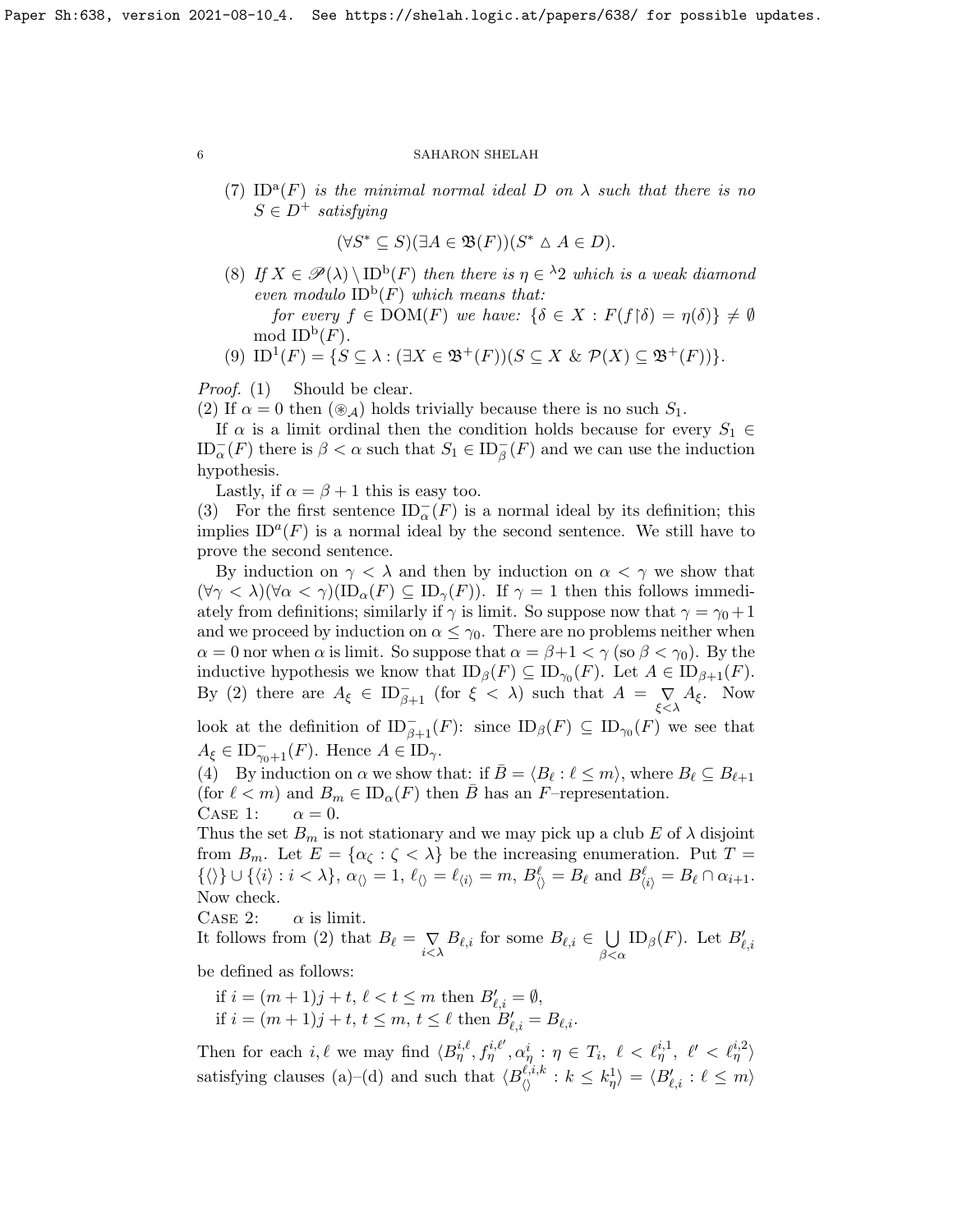(7) $\mathrm{ID}^{\mathrm{a}}(F)$ *is the minimal normal ideal $D$ on $\lambda$ such that there is no $S \in D^+$ satisfying*

$$(\forall S^* \subseteq S)(\exists A \in \mathfrak{B}(F))(S^* \bigtriangleup A \in D).$$

(8) *If $X \in \mathscr{P}(\lambda) \setminus \mathrm{ID}^{\mathrm{b}}(F)$ then there is $\eta \in {}^{\lambda}2$ which is a weak diamond even modulo $\mathrm{ID}^{\mathrm{b}}(F)$ which means that:*
*for every $f \in \mathrm{DOM}(F)$ we have: $\{\delta \in X : F(f{\restriction}\delta) = \eta(\delta)\} \neq \emptyset$ mod $\mathrm{ID}^{\mathrm{b}}(F)$.*

(9) $\mathrm{ID}^{1}(F) = \{S \subseteq \lambda : (\exists X \in \mathfrak{B}^+(F))(S \subseteq X \ \& \ \mathcal{P}(X) \subseteq \mathfrak{B}^+(F))\}$.

*Proof.* (1) Should be clear.

(2) If $\alpha = 0$ then $(\circledast_{\mathcal{A}})$ holds trivially because there is no such $S_1$.

If $\alpha$ is a limit ordinal then the condition holds because for every $S_1 \in \mathrm{ID}^-_\alpha(F)$ there is $\beta < \alpha$ such that $S_1 \in \mathrm{ID}^-_\beta(F)$ and we can use the induction hypothesis.

Lastly, if $\alpha = \beta + 1$ this is easy too.

(3) For the first sentence $\mathrm{ID}^-_\alpha(F)$ is a normal ideal by its definition; this implies $\mathrm{ID}^a(F)$ is a normal ideal by the second sentence. We still have to prove the second sentence.

By induction on $\gamma < \lambda$ and then by induction on $\alpha < \gamma$ we show that $(\forall\gamma < \lambda)(\forall\alpha < \gamma)(\mathrm{ID}_\alpha(F) \subseteq \mathrm{ID}_\gamma(F))$. If $\gamma = 1$ then this follows immediately from definitions; similarly if $\gamma$ is limit. So suppose now that $\gamma = \gamma_0 + 1$ and we proceed by induction on $\alpha \leq \gamma_0$. There are no problems neither when $\alpha = 0$ nor when $\alpha$ is limit. So suppose that $\alpha = \beta + 1 < \gamma$ (so $\beta < \gamma_0$). By the inductive hypothesis we know that $\mathrm{ID}_\beta(F) \subseteq \mathrm{ID}_{\gamma_0}(F)$. Let $A \in \mathrm{ID}_{\beta+1}(F)$. By (2) there are $A_\xi \in \mathrm{ID}^-_{\beta+1}$ (for $\xi < \lambda$) such that $A = \mathop{\nabla}\limits_{\xi<\lambda} A_\xi$. Now look at the definition of $\mathrm{ID}^-_{\beta+1}(F)$: since $\mathrm{ID}_\beta(F) \subseteq \mathrm{ID}_{\gamma_0}(F)$ we see that $A_\xi \in \mathrm{ID}^-_{\gamma_0+1}(F)$. Hence $A \in \mathrm{ID}_\gamma$.

(4) By induction on $\alpha$ we show that: if $\bar{B} = \langle B_\ell : \ell \leq m\rangle$, where $B_\ell \subseteq B_{\ell+1}$ (for $\ell < m$) and $B_m \in \mathrm{ID}_\alpha(F)$ then $\bar{B}$ has an $F$–representation.

Case 1: $\alpha = 0$.

Thus the set $B_m$ is not stationary and we may pick up a club $E$ of $\lambda$ disjoint from $B_m$. Let $E = \{\alpha_\zeta : \zeta < \lambda\}$ be the increasing enumeration. Put $T = \{\langle\rangle\} \cup \{\langle i\rangle : i < \lambda\}$, $\alpha_{\langle\rangle} = 1$, $\ell_{\langle\rangle} = \ell_{\langle i\rangle} = m$, $B^\ell_{\langle\rangle} = B_\ell$ and $B^\ell_{\langle i\rangle} = B_\ell \cap \alpha_{i+1}$. Now check.

Case 2: $\alpha$ is limit.

It follows from (2) that $B_\ell = \mathop{\nabla}\limits_{i<\lambda} B_{\ell,i}$ for some $B_{\ell,i} \in \bigcup\limits_{\beta<\alpha} \mathrm{ID}_\beta(F)$. Let $B'_{\ell,i}$ be defined as follows:

if $i = (m+1)j + t$, $\ell < t \leq m$ then $B'_{\ell,i} = \emptyset$,
if $i = (m+1)j + t$, $t \leq m$, $t \leq \ell$ then $B'_{\ell,i} = B_{\ell,i}$.

Then for each $i, \ell$ we may find $\langle B^{i,\ell}_\eta, f^{i,\ell'}_\eta, \alpha^i_\eta : \eta \in T_i,\ \ell < \ell^{i,1}_\eta,\ \ell' < \ell^{i,2}_\eta\rangle$ satisfying clauses (a)–(d) and such that $\langle B^{\ell,i,k}_{\langle\rangle} : k \leq k^1_\eta\rangle = \langle B'_{\ell,i} : \ell \leq m\rangle$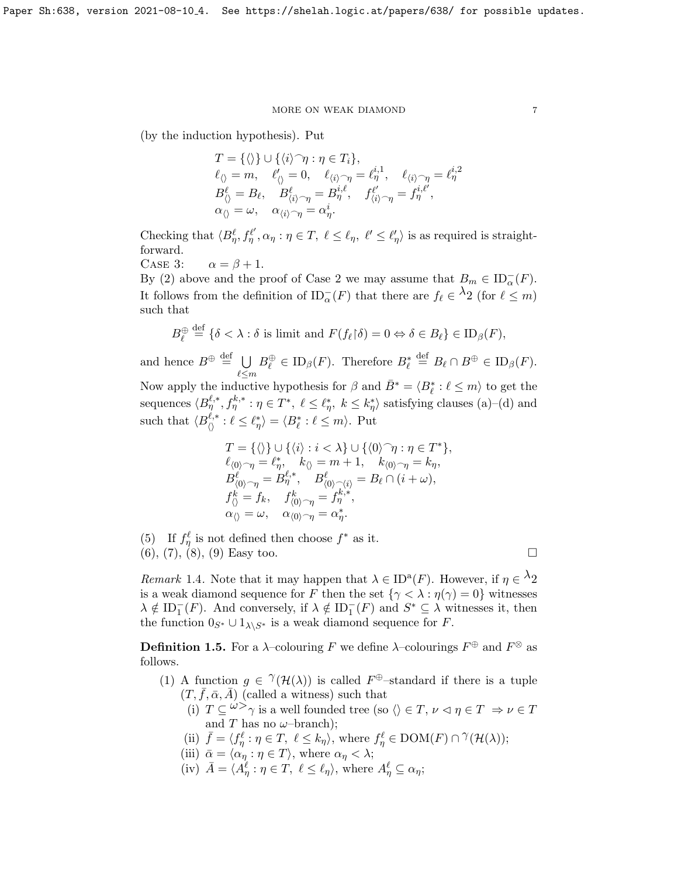(by the induction hypothesis). Put

$$\begin{aligned}
&T = \{\langle\rangle\} \cup \{\langle i\rangle^\frown\eta : \eta \in T_i\},\\
&\ell_{\langle\rangle} = m, \quad \ell'_{\langle\rangle} = 0, \quad \ell_{\langle i\rangle^\frown\eta} = \ell^{i,1}_\eta, \quad \ell_{\langle i\rangle^\frown\eta} = \ell^{i,2}_\eta\\
&B^\ell_{\langle\rangle} = B_\ell, \quad B^\ell_{\langle i\rangle^\frown\eta} = B^{i,\ell}_\eta, \quad f^{\ell'}_{\langle i\rangle^\frown\eta} = f^{i,\ell'}_\eta,\\
&\alpha_{\langle\rangle} = \omega, \quad \alpha_{\langle i\rangle^\frown\eta} = \alpha^i_\eta.
\end{aligned}$$

Checking that $\langle B^\ell_\eta, f^{\ell'}_\eta, \alpha_\eta : \eta \in T,\ \ell \leq \ell_\eta,\ \ell' \leq \ell'_\eta\rangle$ is as required is straightforward.

CASE 3: $\quad \alpha = \beta + 1$.

By (2) above and the proof of Case 2 we may assume that $B_m \in \mathrm{ID}^-_\alpha(F)$. It follows from the definition of $\mathrm{ID}^-_\alpha(F)$ that there are $f_\ell \in {}^\lambda 2$ (for $\ell \leq m$) such that

$$B^\oplus_\ell \stackrel{\text{def}}{=} \{\delta < \lambda : \delta \text{ is limit and } F(f_\ell{\restriction}\delta) = 0 \Leftrightarrow \delta \in B_\ell\} \in \mathrm{ID}_\beta(F),$$

and hence $B^\oplus \stackrel{\text{def}}{=} \bigcup\limits_{\ell \leq m} B^\oplus_\ell \in \mathrm{ID}_\beta(F)$. Therefore $B^*_\ell \stackrel{\text{def}}{=} B_\ell \cap B^\oplus \in \mathrm{ID}_\beta(F)$.

Now apply the inductive hypothesis for $\beta$ and $\bar{B}^* = \langle B^*_\ell : \ell \leq m\rangle$ to get the sequences $\langle B^{\ell,*}_\eta, f^{k,*}_\eta : \eta \in T^*,\ \ell \leq \ell^*_\eta,\ k \leq k^*_\eta\rangle$ satisfying clauses (a)–(d) and such that $\langle B^{\ell,*}_{\langle\rangle} : \ell \leq \ell^*_\eta\rangle = \langle B^*_\ell : \ell \leq m\rangle$. Put

$$\begin{aligned}
&T = \{\langle\rangle\} \cup \{\langle i\rangle : i < \lambda\} \cup \{\langle 0\rangle^\frown\eta : \eta \in T^*\},\\
&\ell_{\langle 0\rangle^\frown\eta} = \ell^*_\eta, \quad k_{\langle\rangle} = m+1, \quad k_{\langle 0\rangle^\frown\eta} = k_\eta,\\
&B^\ell_{\langle 0\rangle^\frown\eta} = B^{\ell,*}_\eta, \quad B^\ell_{\langle 0\rangle^\frown\langle i\rangle} = B_\ell \cap (i+\omega),\\
&f^k_{\langle\rangle} = f_k, \quad f^k_{\langle 0\rangle^\frown\eta} = f^{k,*}_\eta,\\
&\alpha_{\langle\rangle} = \omega, \quad \alpha_{\langle 0\rangle^\frown\eta} = \alpha^*_\eta.
\end{aligned}$$

(5) If $f^\ell_\eta$ is not defined then choose $f^*$ as it.
(6), (7), (8), (9) Easy too. $\square$

*Remark* 1.4. Note that it may happen that $\lambda \in \mathrm{ID}^{\mathrm{a}}(F)$. However, if $\eta \in {}^\lambda 2$ is a weak diamond sequence for $F$ then the set $\{\gamma < \lambda : \eta(\gamma) = 0\}$ witnesses $\lambda \notin \mathrm{ID}^-_1(F)$. And conversely, if $\lambda \notin \mathrm{ID}^-_1(F)$ and $S^* \subseteq \lambda$ witnesses it, then the function $0_{S^*} \cup 1_{\lambda\setminus S^*}$ is a weak diamond sequence for $F$.

**Definition 1.5.** For a $\lambda$–colouring $F$ we define $\lambda$–colourings $F^\oplus$ and $F^\otimes$ as follows.

(1) A function $g \in {}^\gamma(\mathcal{H}(\lambda))$ is called $F^\oplus$–standard if there is a tuple $(T, \bar{f}, \bar{\alpha}, \bar{A})$ (called a witness) such that
   (i) $T \subseteq {}^{\omega>}\gamma$ is a well founded tree (so $\langle\rangle \in T$, $\nu \lhd \eta \in T \Rightarrow \nu \in T$ and $T$ has no $\omega$–branch);
   (ii) $\bar{f} = \langle f^\ell_\eta : \eta \in T,\ \ell \leq k_\eta\rangle$, where $f^\ell_\eta \in \mathrm{DOM}(F) \cap {}^\gamma(\mathcal{H}(\lambda))$;
   (iii) $\bar{\alpha} = \langle \alpha_\eta : \eta \in T\rangle$, where $\alpha_\eta < \lambda$;
   (iv) $\bar{A} = \langle A^\ell_\eta : \eta \in T,\ \ell \leq \ell_\eta\rangle$, where $A^\ell_\eta \subseteq \alpha_\eta$;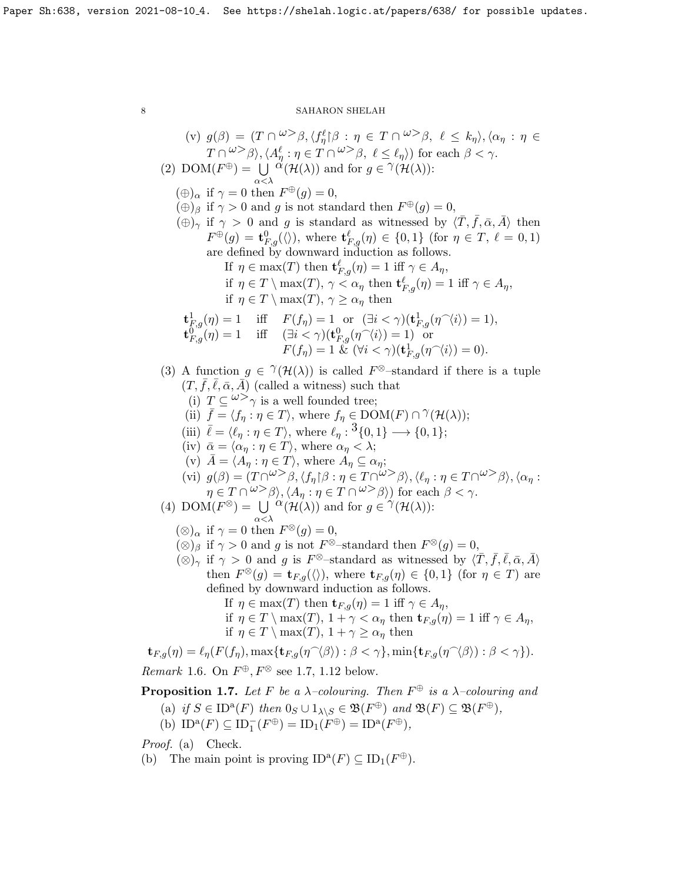(v) $g(\beta) = (T \cap {}^{\omega>}\beta, \langle f^\ell_\eta{\restriction}\beta : \eta \in T \cap {}^{\omega>}\beta,\ \ell \le k_\eta\rangle, \langle \alpha_\eta : \eta \in T \cap {}^{\omega>}\beta\rangle, \langle A^\ell_\eta : \eta \in T \cap {}^{\omega>}\beta,\ \ell \le \ell_\eta\rangle)$ for each $\beta < \gamma$.

(2) $\mathrm{DOM}(F^\oplus) = \bigcup\limits_{\alpha<\lambda} {}^{\alpha}(\mathcal{H}(\lambda))$ and for $g \in {}^{\gamma}(\mathcal{H}(\lambda))$:

$(\oplus)_\alpha$ if $\gamma = 0$ then $F^\oplus(g) = 0$,

$(\oplus)_\beta$ if $\gamma > 0$ and $g$ is not standard then $F^\oplus(g) = 0$,

$(\oplus)_\gamma$ if $\gamma > 0$ and $g$ is standard as witnessed by $\langle \bar{T}, \bar{f}, \bar{\alpha}, \bar{A}\rangle$ then $F^\oplus(g) = \mathbf{t}^0_{F,g}(\langle\rangle)$, where $\mathbf{t}^\ell_{F,g}(\eta) \in \{0,1\}$ (for $\eta \in T$, $\ell = 0,1$) are defined by downward induction as follows.

If $\eta \in \max(T)$ then $\mathbf{t}^\ell_{F,g}(\eta) = 1$ iff $\gamma \in A_\eta$,

if $\eta \in T \setminus \max(T)$, $\gamma < \alpha_\eta$ then $\mathbf{t}^\ell_{F,g}(\eta) = 1$ iff $\gamma \in A_\eta$,

if $\eta \in T \setminus \max(T)$, $\gamma \ge \alpha_\eta$ then

$$\begin{array}{lll} \mathbf{t}^1_{F,g}(\eta) = 1 & \text{iff} & F(f_\eta) = 1 \text{ or } (\exists i < \gamma)(\mathbf{t}^1_{F,g}(\eta^\frown\langle i\rangle) = 1), \\ \mathbf{t}^0_{F,g}(\eta) = 1 & \text{iff} & (\exists i < \gamma)(\mathbf{t}^0_{F,g}(\eta^\frown\langle i\rangle) = 1) \text{ or} \\ & & F(f_\eta) = 1\ \&\ (\forall i < \gamma)(\mathbf{t}^1_{F,g}(\eta^\frown\langle i\rangle) = 0). \end{array}$$

(3) A function $g \in {}^{\gamma}(\mathcal{H}(\lambda))$ is called $F^\otimes$–standard if there is a tuple $(T, \bar{f}, \bar{\ell}, \bar{\alpha}, \bar{A})$ (called a witness) such that

(i) $T \subseteq {}^{\omega>}\gamma$ is a well founded tree;

(ii) $\bar{f} = \langle f_\eta : \eta \in T\rangle$, where $f_\eta \in \mathrm{DOM}(F) \cap {}^{\gamma}(\mathcal{H}(\lambda))$;

(iii) $\bar{\ell} = \langle \ell_\eta : \eta \in T\rangle$, where $\ell_\eta : {}^3\{0,1\} \longrightarrow \{0,1\}$;

(iv) $\bar{\alpha} = \langle \alpha_\eta : \eta \in T\rangle$, where $\alpha_\eta < \lambda$;

(v) $\bar{A} = \langle A_\eta : \eta \in T\rangle$, where $A_\eta \subseteq \alpha_\eta$;

(vi) $g(\beta) = (T \cap {}^{\omega>}\beta, \langle f_\eta{\restriction}\beta : \eta \in T \cap {}^{\omega>}\beta\rangle, \langle \ell_\eta : \eta \in T \cap {}^{\omega>}\beta\rangle, \langle \alpha_\eta : \eta \in T \cap {}^{\omega>}\beta\rangle, \langle A_\eta : \eta \in T \cap {}^{\omega>}\beta\rangle)$ for each $\beta < \gamma$.

(4) $\mathrm{DOM}(F^\otimes) = \bigcup\limits_{\alpha<\lambda} {}^{\alpha}(\mathcal{H}(\lambda))$ and for $g \in {}^{\gamma}(\mathcal{H}(\lambda))$:

$(\otimes)_\alpha$ if $\gamma = 0$ then $F^\otimes(g) = 0$,

$(\otimes)_\beta$ if $\gamma > 0$ and $g$ is not $F^\otimes$–standard then $F^\otimes(g) = 0$,

$(\otimes)_\gamma$ if $\gamma > 0$ and $g$ is $F^\otimes$–standard as witnessed by $\langle \bar{T}, \bar{f}, \bar{\ell}, \bar{\alpha}, \bar{A}\rangle$ then $F^\otimes(g) = \mathbf{t}_{F,g}(\langle\rangle)$, where $\mathbf{t}_{F,g}(\eta) \in \{0,1\}$ (for $\eta \in T$) are defined by downward induction as follows.

If $\eta \in \max(T)$ then $\mathbf{t}_{F,g}(\eta) = 1$ iff $\gamma \in A_\eta$,

if $\eta \in T \setminus \max(T)$, $1 + \gamma < \alpha_\eta$ then $\mathbf{t}_{F,g}(\eta) = 1$ iff $\gamma \in A_\eta$,

if $\eta \in T \setminus \max(T)$, $1 + \gamma \ge \alpha_\eta$ then

$$\mathbf{t}_{F,g}(\eta) = \ell_\eta(F(f_\eta), \max\{\mathbf{t}_{F,g}(\eta^\frown\langle\beta\rangle) : \beta < \gamma\}, \min\{\mathbf{t}_{F,g}(\eta^\frown\langle\beta\rangle) : \beta < \gamma\}).$$

*Remark* 1.6. On $F^\oplus, F^\otimes$ see 1.7, 1.12 below.

**Proposition 1.7.** *Let $F$ be a $\lambda$–colouring. Then $F^\oplus$ is a $\lambda$–colouring and*

(a) *if $S \in \mathrm{ID}^{\mathrm{a}}(F)$ then $0_S \cup 1_{\lambda\setminus S} \in \mathfrak{B}(F^\oplus)$ and $\mathfrak{B}(F) \subseteq \mathfrak{B}(F^\oplus)$,*

(b) *$\mathrm{ID}^{\mathrm{a}}(F) \subseteq \mathrm{ID}^-_1(F^\oplus) = \mathrm{ID}_1(F^\oplus) = \mathrm{ID}^{\mathrm{a}}(F^\oplus)$,*

*Proof.* (a) Check.

(b) The main point is proving $\mathrm{ID}^{\mathrm{a}}(F) \subseteq \mathrm{ID}_1(F^\oplus)$.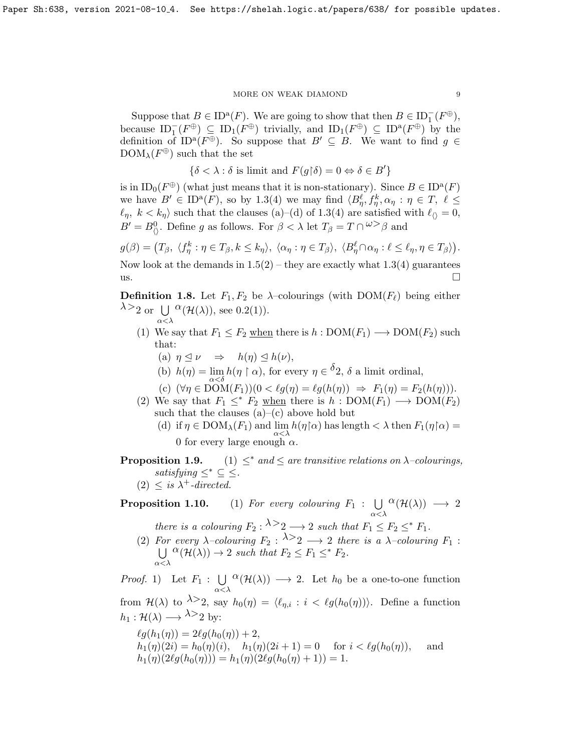Suppose that $B \in \mathrm{ID}^{\mathrm{a}}(F)$. We are going to show that then $B \in \mathrm{ID}_1^-(F^\oplus)$, because $\mathrm{ID}_1^-(F^\oplus) \subseteq \mathrm{ID}_1(F^\oplus)$ trivially, and $\mathrm{ID}_1(F^\oplus) \subseteq \mathrm{ID}^{\mathrm{a}}(F^\oplus)$ by the definition of $\mathrm{ID}^{\mathrm{a}}(F^\oplus)$. So suppose that $B' \subseteq B$. We want to find $g \in \mathrm{DOM}_\lambda(F^\oplus)$ such that the set

$$\{\delta < \lambda : \delta \text{ is limit and } F(g{\restriction}\delta) = 0 \Leftrightarrow \delta \in B'\}$$

is in $\mathrm{ID}_0(F^\oplus)$ (what just means that it is non-stationary). Since $B \in \mathrm{ID}^{\mathrm{a}}(F)$ we have $B' \in \mathrm{ID}^{\mathrm{a}}(F)$, so by 1.3(4) we may find $\langle B^\ell_\eta, f^k_\eta, \alpha_\eta : \eta \in T,\ \ell \leq \ell_\eta,\ k < k_\eta\rangle$ such that the clauses (a)–(d) of 1.3(4) are satisfied with $\ell_{\langle\rangle} = 0$, $B' = B^0_{\langle\rangle}$. Define $g$ as follows. For $\beta < \lambda$ let $T_\beta = T \cap {}^{\omega>}\beta$ and

$$g(\beta) = \big(T_\beta,\ \langle f^k_\eta : \eta \in T_\beta, k \leq k_\eta\rangle,\ \langle \alpha_\eta : \eta \in T_\beta\rangle,\ \langle B^\ell_\eta \cap \alpha_\eta : \ell \leq \ell_\eta, \eta \in T_\beta\rangle\big).$$

Now look at the demands in 1.5(2) – they are exactly what 1.3(4) guarantees us. $\square$

**Definition 1.8.** Let $F_1, F_2$ be $\lambda$–colourings (with $\mathrm{DOM}(F_\ell)$ being either ${}^{\lambda>}2$ or $\bigcup_{\alpha<\lambda} {}^\alpha(\mathcal{H}(\lambda))$, see 0.2(1)).

(1) We say that $F_1 \leq F_2$ <u>when</u> there is $h : \mathrm{DOM}(F_1) \longrightarrow \mathrm{DOM}(F_2)$ such that:
   (a) $\eta \trianglelefteq \nu \quad \Rightarrow \quad h(\eta) \trianglelefteq h(\nu)$,
   (b) $h(\eta) = \lim_{\alpha<\delta} h(\eta \restriction \alpha)$, for every $\eta \in {}^\delta 2$, $\delta$ a limit ordinal,
   (c) $(\forall \eta \in \mathrm{DOM}(F_1))(0 < \ell g(\eta) = \ell g(h(\eta)) \ \Rightarrow\ F_1(\eta) = F_2(h(\eta)))$.

(2) We say that $F_1 \leq^* F_2$ <u>when</u> there is $h : \mathrm{DOM}(F_1) \longrightarrow \mathrm{DOM}(F_2)$ such that the clauses (a)–(c) above hold but
   (d) if $\eta \in \mathrm{DOM}_\lambda(F_1)$ and $\lim_{\alpha<\lambda} h(\eta{\restriction}\alpha)$ has length $< \lambda$ then $F_1(\eta{\restriction}\alpha) = 0$ for every large enough $\alpha$.

**Proposition 1.9.** *(1) $\leq^*$ and $\leq$ are transitive relations on $\lambda$–colourings, satisfying $\leq^* \subseteq \leq$.*
*(2) $\leq$ is $\lambda^+$-directed.*

**Proposition 1.10.** *(1) For every colouring $F_1 : \bigcup_{\alpha<\lambda} {}^\alpha(\mathcal{H}(\lambda)) \longrightarrow 2$ there is a colouring $F_2 : {}^{\lambda>}2 \longrightarrow 2$ such that $F_1 \leq F_2 \leq^* F_1$.*
*(2) For every $\lambda$–colouring $F_2 : {}^{\lambda>}2 \longrightarrow 2$ there is a $\lambda$–colouring $F_1 : \bigcup_{\alpha<\lambda} {}^\alpha(\mathcal{H}(\lambda)) \to 2$ such that $F_2 \leq F_1 \leq^* F_2$.*

*Proof.* 1) Let $F_1 : \bigcup_{\alpha<\lambda} {}^\alpha(\mathcal{H}(\lambda)) \longrightarrow 2$. Let $h_0$ be a one-to-one function from $\mathcal{H}(\lambda)$ to ${}^{\lambda>}2$, say $h_0(\eta) = \langle \ell_{\eta,i} : i < \ell g(h_0(\eta))\rangle$. Define a function $h_1 : \mathcal{H}(\lambda) \longrightarrow {}^{\lambda>}2$ by:

$\ell g(h_1(\eta)) = 2\ell g(h_0(\eta)) + 2$,
$h_1(\eta)(2i) = h_0(\eta)(i), \quad h_1(\eta)(2i+1) = 0 \quad$ for $i < \ell g(h_0(\eta))$, $\quad$ and
$h_1(\eta)(2\ell g(h_0(\eta))) = h_1(\eta)(2\ell g(h_0(\eta) + 1)) = 1$.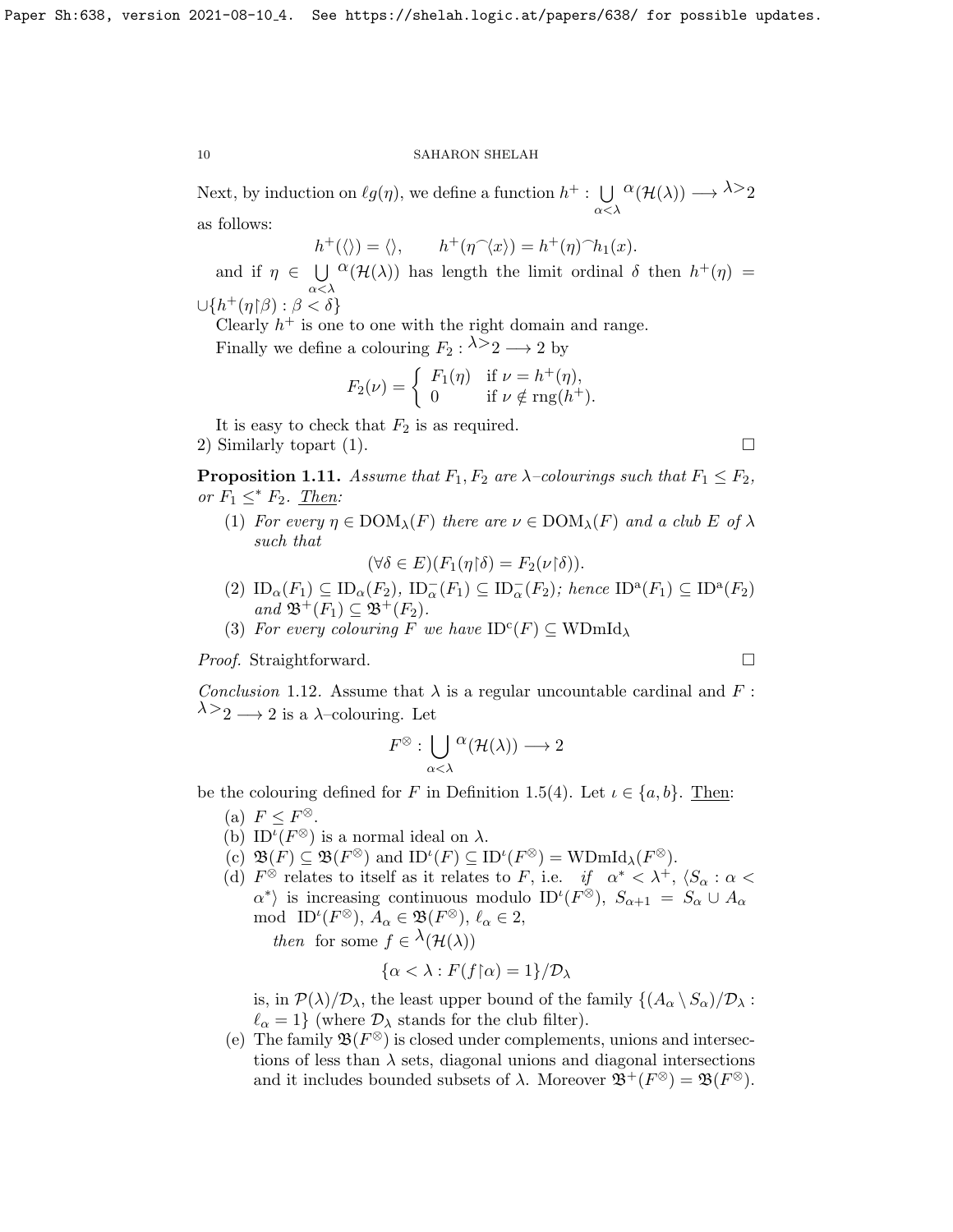Next, by induction on $\ell g(\eta)$, we define a function $h^+ : \bigcup_{\alpha<\lambda} {}^{\alpha}(\mathcal{H}(\lambda)) \longrightarrow {}^{\lambda>}2$ as follows:

$$h^+(\langle\rangle) = \langle\rangle, \qquad h^+(\eta^\frown\langle x\rangle) = h^+(\eta)^\frown h_1(x).$$

and if $\eta \in \bigcup_{\alpha<\lambda} {}^{\alpha}(\mathcal{H}(\lambda))$ has length the limit ordinal $\delta$ then $h^+(\eta) = \cup\{h^+(\eta\restriction\beta) : \beta < \delta\}$

Clearly $h^+$ is one to one with the right domain and range.

Finally we define a colouring $F_2 : {}^{\lambda>}2 \longrightarrow 2$ by

$$F_2(\nu) = \begin{cases} F_1(\eta) & \text{if } \nu = h^+(\eta), \\ 0 & \text{if } \nu \notin \text{rng}(h^+). \end{cases}$$

It is easy to check that $F_2$ is as required.

2) Similarly topart (1). $\square$

**Proposition 1.11.** *Assume that $F_1, F_2$ are $\lambda$–colourings such that $F_1 \leq F_2$, or $F_1 \leq^* F_2$. Then:*

1. *For every $\eta \in \mathrm{DOM}_\lambda(F)$ there are $\nu \in \mathrm{DOM}_\lambda(F)$ and a club $E$ of $\lambda$ such that*
$$(\forall \delta \in E)(F_1(\eta\restriction\delta) = F_2(\nu\restriction\delta)).$$
2. *$\mathrm{ID}_\alpha(F_1) \subseteq \mathrm{ID}_\alpha(F_2)$, $\mathrm{ID}^-_\alpha(F_1) \subseteq \mathrm{ID}^-_\alpha(F_2)$; hence $\mathrm{ID}^{\mathrm{a}}(F_1) \subseteq \mathrm{ID}^{\mathrm{a}}(F_2)$ and $\mathfrak{B}^+(F_1) \subseteq \mathfrak{B}^+(F_2)$.*
3. *For every colouring $F$ we have $\mathrm{ID}^{\mathrm{c}}(F) \subseteq \mathrm{WDmId}_\lambda$*

*Proof.* Straightforward. $\square$

*Conclusion* 1.12. Assume that $\lambda$ is a regular uncountable cardinal and $F : {}^{\lambda>}2 \longrightarrow 2$ is a $\lambda$–colouring. Let

$$F^{\otimes} : \bigcup_{\alpha<\lambda} {}^{\alpha}(\mathcal{H}(\lambda)) \longrightarrow 2$$

be the colouring defined for $F$ in Definition 1.5(4). Let $\iota \in \{a, b\}$. Then:

(a) $F \leq F^{\otimes}$.

(b) $\mathrm{ID}^\iota(F^{\otimes})$ is a normal ideal on $\lambda$.

(c) $\mathfrak{B}(F) \subseteq \mathfrak{B}(F^{\otimes})$ and $\mathrm{ID}^\iota(F) \subseteq \mathrm{ID}^\iota(F^{\otimes}) = \mathrm{WDmId}_\lambda(F^{\otimes})$.

(d) $F^{\otimes}$ relates to itself as it relates to $F$, i.e. *if* $\alpha^* < \lambda^+$, $\langle S_\alpha : \alpha < \alpha^*\rangle$ is increasing continuous modulo $\mathrm{ID}^\iota(F^{\otimes})$, $S_{\alpha+1} = S_\alpha \cup A_\alpha$ mod $\mathrm{ID}^\iota(F^{\otimes})$, $A_\alpha \in \mathfrak{B}(F^{\otimes})$, $\ell_\alpha \in 2$,
*then* for some $f \in {}^{\lambda}(\mathcal{H}(\lambda))$
$$\{\alpha < \lambda : F(f\restriction\alpha) = 1\}/\mathcal{D}_\lambda$$
is, in $\mathcal{P}(\lambda)/\mathcal{D}_\lambda$, the least upper bound of the family $\{(A_\alpha \setminus S_\alpha)/\mathcal{D}_\lambda : \ell_\alpha = 1\}$ (where $\mathcal{D}_\lambda$ stands for the club filter).

(e) The family $\mathfrak{B}(F^{\otimes})$ is closed under complements, unions and intersections of less than $\lambda$ sets, diagonal unions and diagonal intersections and it includes bounded subsets of $\lambda$. Moreover $\mathfrak{B}^+(F^{\otimes}) = \mathfrak{B}(F^{\otimes})$.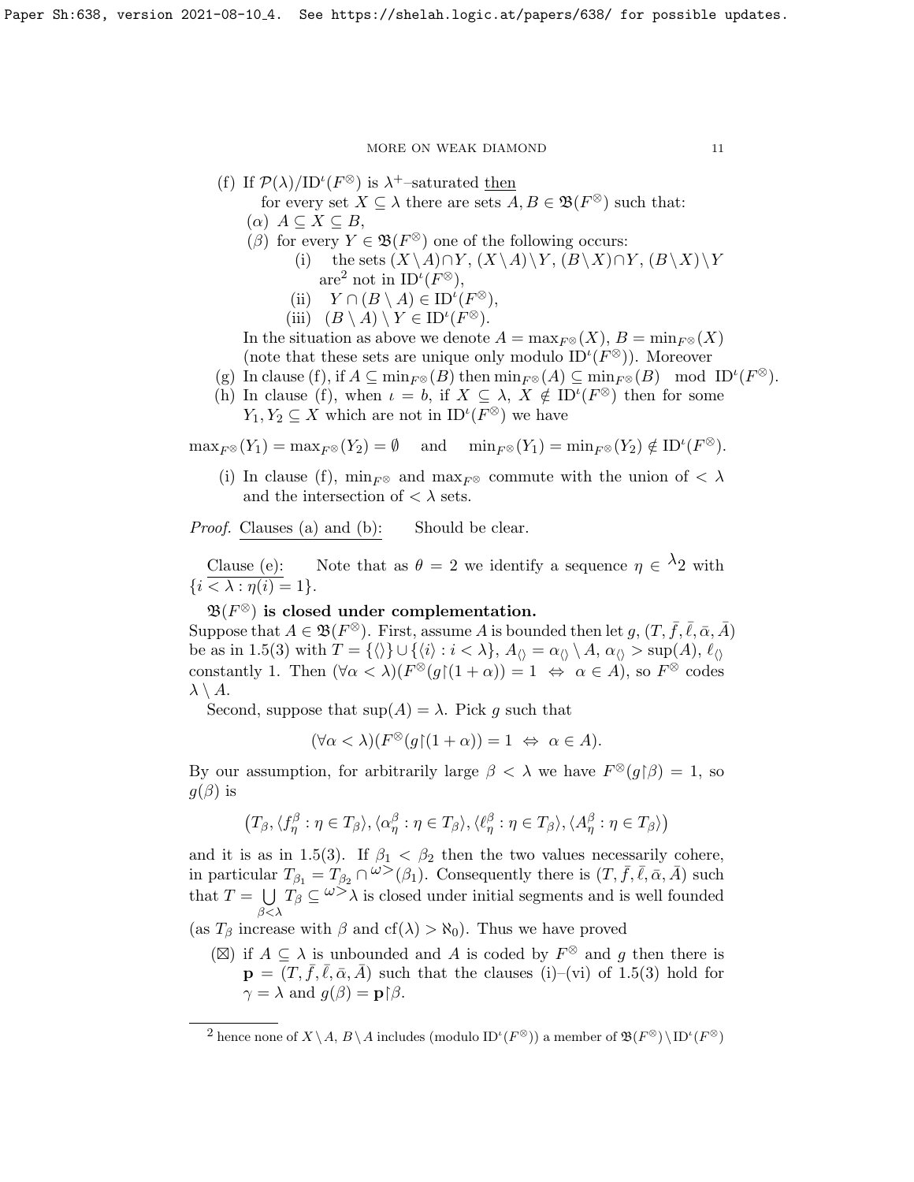(f) If $\mathcal{P}(\lambda)/\mathrm{ID}^\iota(F^\otimes)$ is $\lambda^+$–saturated then

for every set $X \subseteq \lambda$ there are sets $A, B \in \mathfrak{B}(F^\otimes)$ such that:

($\alpha$) $A \subseteq X \subseteq B$,

($\beta$) for every $Y \in \mathfrak{B}(F^\otimes)$ one of the following occurs:

(i) the sets $(X \setminus A) \cap Y$, $(X \setminus A) \setminus Y$, $(B \setminus X) \cap Y$, $(B \setminus X) \setminus Y$ are[2] not in $\mathrm{ID}^\iota(F^\otimes)$,

(ii) $Y \cap (B \setminus A) \in \mathrm{ID}^\iota(F^\otimes)$,

(iii) $(B \setminus A) \setminus Y \in \mathrm{ID}^\iota(F^\otimes)$.

In the situation as above we denote $A = \max_{F^\otimes}(X)$, $B = \min_{F^\otimes}(X)$ (note that these sets are unique only modulo $\mathrm{ID}^\iota(F^\otimes)$). Moreover

(g) In clause (f), if $A \subseteq \min_{F^\otimes}(B)$ then $\min_{F^\otimes}(A) \subseteq \min_{F^\otimes}(B) \mod \mathrm{ID}^\iota(F^\otimes)$.

(h) In clause (f), when $\iota = b$, if $X \subseteq \lambda$, $X \notin \mathrm{ID}^\iota(F^\otimes)$ then for some $Y_1, Y_2 \subseteq X$ which are not in $\mathrm{ID}^\iota(F^\otimes)$ we have

$$\max_{F^\otimes}(Y_1) = \max_{F^\otimes}(Y_2) = \emptyset \quad \text{and} \quad \min_{F^\otimes}(Y_1) = \min_{F^\otimes}(Y_2) \notin \mathrm{ID}^\iota(F^\otimes).$$

(i) In clause (f), $\min_{F^\otimes}$ and $\max_{F^\otimes}$ commute with the union of $< \lambda$ and the intersection of $< \lambda$ sets.

*Proof.* Clauses (a) and (b): Should be clear.

Clause (e): Note that as $\theta = 2$ we identify a sequence $\eta \in {}^\lambda 2$ with $\{i < \lambda : \eta(i) = 1\}$.

**$\mathfrak{B}(F^\otimes)$ is closed under complementation.**
Suppose that $A \in \mathfrak{B}(F^\otimes)$. First, assume $A$ is bounded then let $g$, $(T, \bar{f}, \bar{\ell}, \bar{\alpha}, \bar{A})$ be as in 1.5(3) with $T = \{\langle\rangle\} \cup \{\langle i \rangle : i < \lambda\}$, $A_{\langle\rangle} = \alpha_{\langle\rangle} \setminus A$, $\alpha_{\langle\rangle} > \sup(A)$, $\ell_{\langle\rangle}$ constantly 1. Then $(\forall \alpha < \lambda)(F^\otimes(g{\restriction}(1+\alpha)) = 1 \;\Leftrightarrow\; \alpha \in A)$, so $F^\otimes$ codes $\lambda \setminus A$.

Second, suppose that $\sup(A) = \lambda$. Pick $g$ such that

$$(\forall \alpha < \lambda)(F^\otimes(g{\restriction}(1+\alpha)) = 1 \;\Leftrightarrow\; \alpha \in A).$$

By our assumption, for arbitrarily large $\beta < \lambda$ we have $F^\otimes(g{\restriction}\beta) = 1$, so $g(\beta)$ is

$$\big(T_\beta, \langle f^\beta_\eta : \eta \in T_\beta\rangle, \langle \alpha^\beta_\eta : \eta \in T_\beta\rangle, \langle \ell^\beta_\eta : \eta \in T_\beta\rangle, \langle A^\beta_\eta : \eta \in T_\beta\rangle\big)$$

and it is as in 1.5(3). If $\beta_1 < \beta_2$ then the two values necessarily cohere, in particular $T_{\beta_1} = T_{\beta_2} \cap {}^{\omega>}(\beta_1)$. Consequently there is $(T, \bar{f}, \bar{\ell}, \bar{\alpha}, \bar{A})$ such that $T = \bigcup\limits_{\beta<\lambda} T_\beta \subseteq {}^{\omega>}\lambda$ is closed under initial segments and is well founded (as $T_\beta$ increase with $\beta$ and $\mathrm{cf}(\lambda) > \aleph_0$). Thus we have proved

($\boxtimes$) if $A \subseteq \lambda$ is unbounded and $A$ is coded by $F^\otimes$ and $g$ then there is $\mathbf{p} = (T, \bar{f}, \bar{\ell}, \bar{\alpha}, \bar{A})$ such that the clauses (i)–(vi) of 1.5(3) hold for $\gamma = \lambda$ and $g(\beta) = \mathbf{p}{\restriction}\beta$.

---

[2] hence none of $X \setminus A$, $B \setminus A$ includes (modulo $\mathrm{ID}^\iota(F^\otimes)$) a member of $\mathfrak{B}(F^\otimes) \setminus \mathrm{ID}^\iota(F^\otimes)$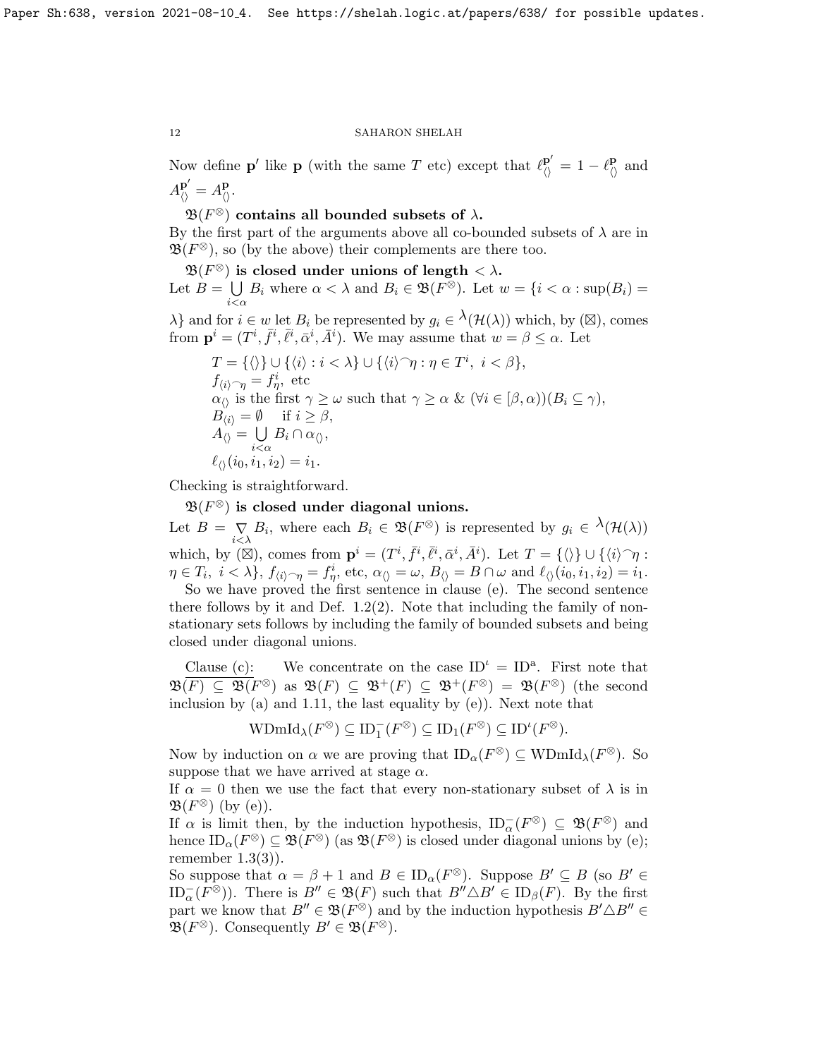Now define $\mathbf{p}'$ like $\mathbf{p}$ (with the same $T$ etc) except that $\ell^{\mathbf{p}'}_{\langle\rangle} = 1 - \ell^{\mathbf{p}}_{\langle\rangle}$ and $A^{\mathbf{p}'}_{\langle\rangle} = A^{\mathbf{p}}_{\langle\rangle}$.

**$\mathfrak{B}(F^{\otimes})$ contains all bounded subsets of $\lambda$.**
By the first part of the arguments above all co-bounded subsets of $\lambda$ are in $\mathfrak{B}(F^{\otimes})$, so (by the above) their complements are there too.

**$\mathfrak{B}(F^{\otimes})$ is closed under unions of length $< \lambda$.**
Let $B = \bigcup\limits_{i<\alpha} B_i$ where $\alpha < \lambda$ and $B_i \in \mathfrak{B}(F^{\otimes})$. Let $w = \{i < \alpha : \sup(B_i) = \lambda\}$ and for $i \in w$ let $B_i$ be represented by $g_i \in {}^{\lambda}(\mathcal{H}(\lambda))$ which, by ($\boxtimes$), comes from $\mathbf{p}^i = (T^i, \bar{f}^i, \bar{\ell}^i, \bar{\alpha}^i, \bar{A}^i)$. We may assume that $w = \beta \le \alpha$. Let

$$
\begin{aligned}
&T = \{\langle\rangle\} \cup \{\langle i\rangle : i < \lambda\} \cup \{\langle i\rangle{}^\frown\eta : \eta \in T^i,\ i < \beta\},\\
&f_{\langle i\rangle{}^\frown\eta} = f^i_\eta, \text{ etc}\\
&\alpha_{\langle\rangle} \text{ is the first } \gamma \ge \omega \text{ such that } \gamma \ge \alpha \ \&\ (\forall i \in [\beta, \alpha))(B_i \subseteq \gamma),\\
&B_{\langle i\rangle} = \emptyset \quad \text{if } i \ge \beta,\\
&A_{\langle\rangle} = \bigcup_{i<\alpha} B_i \cap \alpha_{\langle\rangle},\\
&\ell_{\langle\rangle}(i_0, i_1, i_2) = i_1.
\end{aligned}
$$

Checking is straightforward.

**$\mathfrak{B}(F^{\otimes})$ is closed under diagonal unions.**
Let $B = \mathop{\nabla}\limits_{i<\lambda} B_i$, where each $B_i \in \mathfrak{B}(F^{\otimes})$ is represented by $g_i \in {}^{\lambda}(\mathcal{H}(\lambda))$ which, by ($\boxtimes$), comes from $\mathbf{p}^i = (T^i, \bar{f}^i, \bar{\ell}^i, \bar{\alpha}^i, \bar{A}^i)$. Let $T = \{\langle\rangle\} \cup \{\langle i\rangle{}^\frown\eta : \eta \in T_i,\ i < \lambda\}$, $f_{\langle i\rangle{}^\frown\eta} = f^i_\eta$, etc, $\alpha_{\langle\rangle} = \omega$, $B_{\langle\rangle} = B \cap \omega$ and $\ell_{\langle\rangle}(i_0, i_1, i_2) = i_1$.

So we have proved the first sentence in clause (e). The second sentence there follows by it and Def. 1.2(2). Note that including the family of non-stationary sets follows by including the family of bounded subsets and being closed under diagonal unions.

Clause (c): We concentrate on the case $\mathrm{ID}^\iota = \mathrm{ID}^{\mathrm{a}}$. First note that $\mathfrak{B}(F) \subseteq \mathfrak{B}(F^{\otimes})$ as $\mathfrak{B}(F) \subseteq \mathfrak{B}^+(F) \subseteq \mathfrak{B}^+(F^{\otimes}) = \mathfrak{B}(F^{\otimes})$ (the second inclusion by (a) and 1.11, the last equality by (e)). Next note that

$$
\mathrm{WDmId}_\lambda(F^{\otimes}) \subseteq \mathrm{ID}^-_1(F^{\otimes}) \subseteq \mathrm{ID}_1(F^{\otimes}) \subseteq \mathrm{ID}^\iota(F^{\otimes}).
$$

Now by induction on $\alpha$ we are proving that $\mathrm{ID}_\alpha(F^{\otimes}) \subseteq \mathrm{WDmId}_\lambda(F^{\otimes})$. So suppose that we have arrived at stage $\alpha$.

If $\alpha = 0$ then we use the fact that every non-stationary subset of $\lambda$ is in $\mathfrak{B}(F^{\otimes})$ (by (e)).

If $\alpha$ is limit then, by the induction hypothesis, $\mathrm{ID}^-_\alpha(F^{\otimes}) \subseteq \mathfrak{B}(F^{\otimes})$ and hence $\mathrm{ID}_\alpha(F^{\otimes}) \subseteq \mathfrak{B}(F^{\otimes})$ (as $\mathfrak{B}(F^{\otimes})$ is closed under diagonal unions by (e); remember 1.3(3)).

So suppose that $\alpha = \beta + 1$ and $B \in \mathrm{ID}_\alpha(F^{\otimes})$. Suppose $B' \subseteq B$ (so $B' \in \mathrm{ID}^-_\alpha(F^{\otimes})$). There is $B'' \in \mathfrak{B}(F)$ such that $B'' \triangle B' \in \mathrm{ID}_\beta(F)$. By the first part we know that $B'' \in \mathfrak{B}(F^{\otimes})$ and by the induction hypothesis $B' \triangle B'' \in \mathfrak{B}(F^{\otimes})$. Consequently $B' \in \mathfrak{B}(F^{\otimes})$.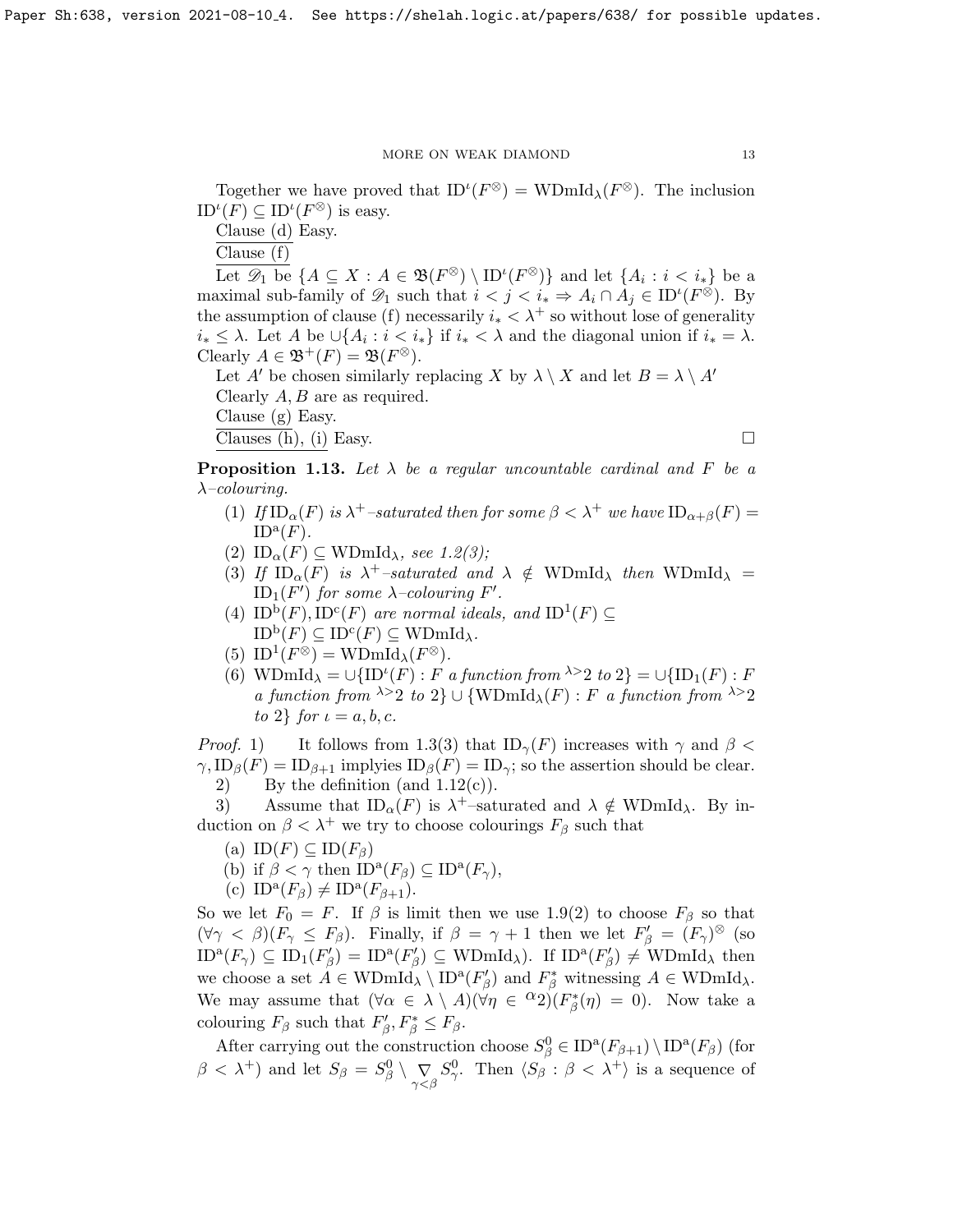Together we have proved that $\mathrm{ID}^\iota(F^\otimes) = \mathrm{WDmId}_\lambda(F^\otimes)$. The inclusion $\mathrm{ID}^\iota(F) \subseteq \mathrm{ID}^\iota(F^\otimes)$ is easy.

Clause (d) Easy.

Clause (f)

Let $\mathscr{D}_1$ be $\{A \subseteq X : A \in \mathfrak{B}(F^\otimes) \setminus \mathrm{ID}^\iota(F^\otimes)\}$ and let $\{A_i : i < i_*\}$ be a maximal sub-family of $\mathscr{D}_1$ such that $i < j < i_* \Rightarrow A_i \cap A_j \in \mathrm{ID}^\iota(F^\otimes)$. By the assumption of clause (f) necessarily $i_* < \lambda^+$ so without lose of generality $i_* \leq \lambda$. Let $A$ be $\cup\{A_i : i < i_*\}$ if $i_* < \lambda$ and the diagonal union if $i_* = \lambda$. Clearly $A \in \mathfrak{B}^+(F) = \mathfrak{B}(F^\otimes)$.

Let $A'$ be chosen similarly replacing $X$ by $\lambda \setminus X$ and let $B = \lambda \setminus A'$

Clearly $A, B$ are as required.

Clause (g) Easy.

Clauses (h), (i) Easy. $\square$

**Proposition 1.13.** *Let $\lambda$ be a regular uncountable cardinal and $F$ be a $\lambda$–colouring.*

1. *If $\mathrm{ID}_\alpha(F)$ is $\lambda^+$–saturated then for some $\beta < \lambda^+$ we have $\mathrm{ID}_{\alpha+\beta}(F) = \mathrm{ID}^{\mathrm{a}}(F)$.*
2. *$\mathrm{ID}_\alpha(F) \subseteq \mathrm{WDmId}_\lambda$, see 1.2(3);*
3. *If $\mathrm{ID}_\alpha(F)$ is $\lambda^+$–saturated and $\lambda \notin \mathrm{WDmId}_\lambda$ then $\mathrm{WDmId}_\lambda = \mathrm{ID}_1(F')$ for some $\lambda$–colouring $F'$.*
4. *$\mathrm{ID}^{\mathrm{b}}(F), \mathrm{ID}^{\mathrm{c}}(F)$ are normal ideals, and $\mathrm{ID}^1(F) \subseteq \mathrm{ID}^{\mathrm{b}}(F) \subseteq \mathrm{ID}^{\mathrm{c}}(F) \subseteq \mathrm{WDmId}_\lambda$.*
5. *$\mathrm{ID}^1(F^\otimes) = \mathrm{WDmId}_\lambda(F^\otimes)$.*
6. *$\mathrm{WDmId}_\lambda = \cup\{\mathrm{ID}^\iota(F) : F$ a function from ${}^{\lambda>}2$ to $2\} = \cup\{\mathrm{ID}_1(F) : F$ a function from ${}^{\lambda>}2$ to $2\} \cup \{\mathrm{WDmId}_\lambda(F) : F$ a function from ${}^{\lambda>}2$ to $2\}$ for $\iota = a, b, c$.*

*Proof.* 1) It follows from 1.3(3) that $\mathrm{ID}_\gamma(F)$ increases with $\gamma$ and $\beta < \gamma, \mathrm{ID}_\beta(F) = \mathrm{ID}_{\beta+1}$ implyies $\mathrm{ID}_\beta(F) = \mathrm{ID}_\gamma$; so the assertion should be clear.

2) By the definition (and 1.12(c)).

3) Assume that $\mathrm{ID}_\alpha(F)$ is $\lambda^+$–saturated and $\lambda \notin \mathrm{WDmId}_\lambda$. By induction on $\beta < \lambda^+$ we try to choose colourings $F_\beta$ such that

(a) $\mathrm{ID}(F) \subseteq \mathrm{ID}(F_\beta)$

(b) if $\beta < \gamma$ then $\mathrm{ID}^{\mathrm{a}}(F_\beta) \subseteq \mathrm{ID}^{\mathrm{a}}(F_\gamma)$,

(c) $\mathrm{ID}^{\mathrm{a}}(F_\beta) \neq \mathrm{ID}^{\mathrm{a}}(F_{\beta+1})$.

So we let $F_0 = F$. If $\beta$ is limit then we use 1.9(2) to choose $F_\beta$ so that $(\forall \gamma < \beta)(F_\gamma \leq F_\beta)$. Finally, if $\beta = \gamma + 1$ then we let $F'_\beta = (F_\gamma)^\otimes$ (so $\mathrm{ID}^{\mathrm{a}}(F_\gamma) \subseteq \mathrm{ID}_1(F'_\beta) = \mathrm{ID}^{\mathrm{a}}(F'_\beta) \subseteq \mathrm{WDmId}_\lambda$). If $\mathrm{ID}^{\mathrm{a}}(F'_\beta) \neq \mathrm{WDmId}_\lambda$ then we choose a set $A \in \mathrm{WDmId}_\lambda \setminus \mathrm{ID}^{\mathrm{a}}(F'_\beta)$ and $F^*_\beta$ witnessing $A \in \mathrm{WDmId}_\lambda$. We may assume that $(\forall \alpha \in \lambda \setminus A)(\forall \eta \in {}^{\alpha}2)(F^*_\beta(\eta) = 0)$. Now take a colouring $F_\beta$ such that $F'_\beta, F^*_\beta \leq F_\beta$.

After carrying out the construction choose $S^0_\beta \in \mathrm{ID}^{\mathrm{a}}(F_{\beta+1}) \setminus \mathrm{ID}^{\mathrm{a}}(F_\beta)$ (for $\beta < \lambda^+$) and let $S_\beta = S^0_\beta \setminus \mathop{\nabla}\limits_{\gamma<\beta} S^0_\gamma$. Then $\langle S_\beta : \beta < \lambda^+\rangle$ is a sequence of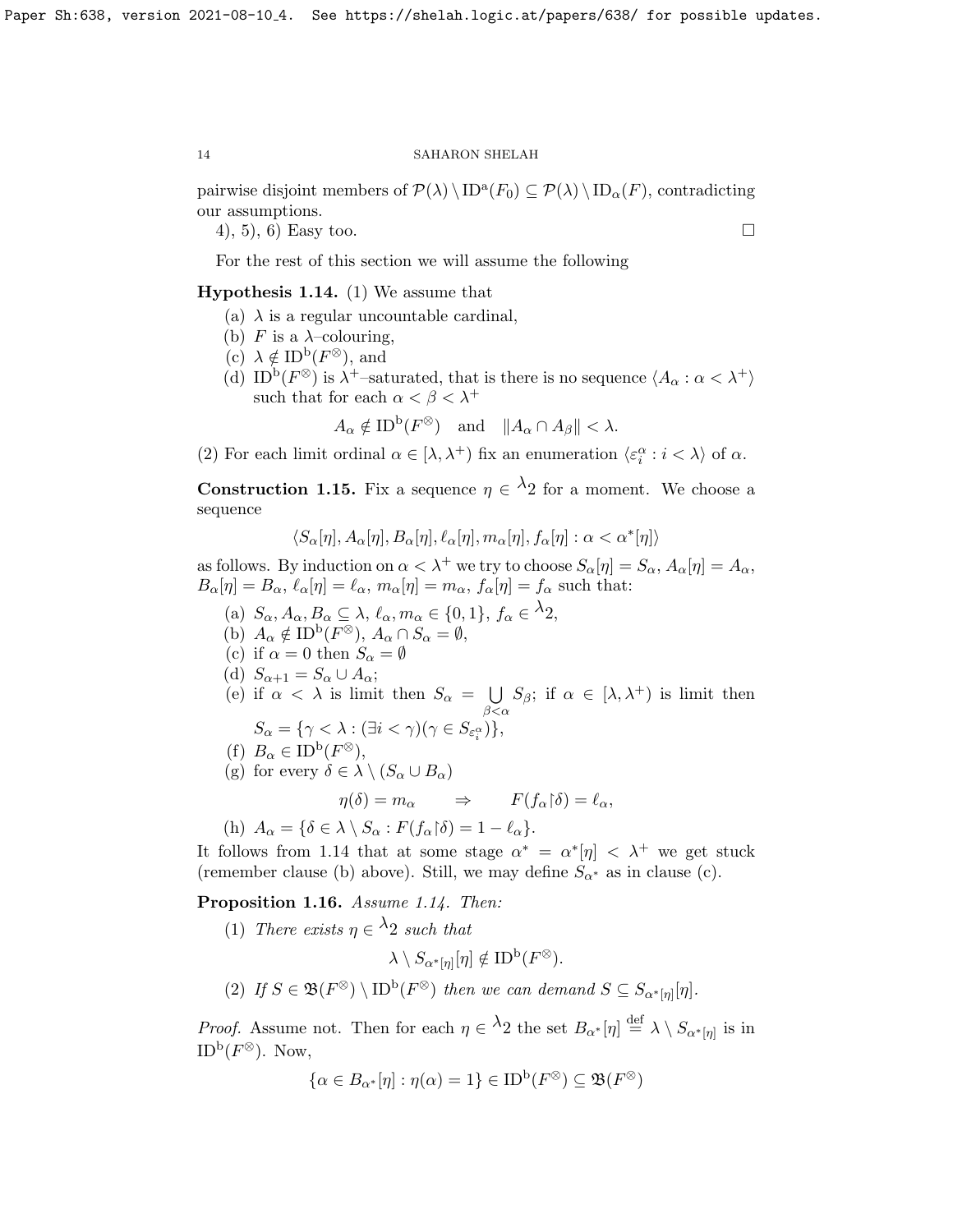pairwise disjoint members of $\mathcal{P}(\lambda) \setminus \mathrm{ID}^{\mathrm{a}}(F_0) \subseteq \mathcal{P}(\lambda) \setminus \mathrm{ID}_\alpha(F)$, contradicting our assumptions.

4), 5), 6) Easy too. $\square$

For the rest of this section we will assume the following

**Hypothesis 1.14.** (1) We assume that

(a) $\lambda$ is a regular uncountable cardinal,

(b) $F$ is a $\lambda$–colouring,

(c) $\lambda \notin \mathrm{ID}^{\mathrm{b}}(F^{\otimes})$, and

(d) $\mathrm{ID}^{\mathrm{b}}(F^{\otimes})$ is $\lambda^+$–saturated, that is there is no sequence $\langle A_\alpha : \alpha < \lambda^+\rangle$ such that for each $\alpha < \beta < \lambda^+$

$$A_\alpha \notin \mathrm{ID}^{\mathrm{b}}(F^{\otimes}) \quad \text{and} \quad \|A_\alpha \cap A_\beta\| < \lambda.$$

(2) For each limit ordinal $\alpha \in [\lambda, \lambda^+)$ fix an enumeration $\langle \varepsilon^\alpha_i : i < \lambda\rangle$ of $\alpha$.

**Construction 1.15.** Fix a sequence $\eta \in {}^{\lambda}2$ for a moment. We choose a sequence

$$\langle S_\alpha[\eta], A_\alpha[\eta], B_\alpha[\eta], \ell_\alpha[\eta], m_\alpha[\eta], f_\alpha[\eta] : \alpha < \alpha^*[\eta]\rangle$$

as follows. By induction on $\alpha < \lambda^+$ we try to choose $S_\alpha[\eta] = S_\alpha$, $A_\alpha[\eta] = A_\alpha$, $B_\alpha[\eta] = B_\alpha$, $\ell_\alpha[\eta] = \ell_\alpha$, $m_\alpha[\eta] = m_\alpha$, $f_\alpha[\eta] = f_\alpha$ such that:

(a) $S_\alpha, A_\alpha, B_\alpha \subseteq \lambda$, $\ell_\alpha, m_\alpha \in \{0,1\}$, $f_\alpha \in {}^{\lambda}2$,

(b) $A_\alpha \notin \mathrm{ID}^{\mathrm{b}}(F^{\otimes})$, $A_\alpha \cap S_\alpha = \emptyset$,

(c) if $\alpha = 0$ then $S_\alpha = \emptyset$

(d) $S_{\alpha+1} = S_\alpha \cup A_\alpha$;

(e) if $\alpha < \lambda$ is limit then $S_\alpha = \bigcup\limits_{\beta<\alpha} S_\beta$; if $\alpha \in [\lambda, \lambda^+)$ is limit then $S_\alpha = \{\gamma < \lambda : (\exists i < \gamma)(\gamma \in S_{\varepsilon^\alpha_i})\}$,

(f) $B_\alpha \in \mathrm{ID}^{\mathrm{b}}(F^{\otimes})$,

(g) for every $\delta \in \lambda \setminus (S_\alpha \cup B_\alpha)$

$$\eta(\delta) = m_\alpha \qquad \Rightarrow \qquad F(f_\alpha{\restriction}\delta) = \ell_\alpha,$$

(h) $A_\alpha = \{\delta \in \lambda \setminus S_\alpha : F(f_\alpha{\restriction}\delta) = 1 - \ell_\alpha\}$.

It follows from 1.14 that at some stage $\alpha^* = \alpha^*[\eta] < \lambda^+$ we get stuck (remember clause (b) above). Still, we may define $S_{\alpha^*}$ as in clause (c).

**Proposition 1.16.** *Assume 1.14. Then:*

(1) *There exists $\eta \in {}^{\lambda}2$ such that*

$$\lambda \setminus S_{\alpha^*[\eta]}[\eta] \notin \mathrm{ID}^{\mathrm{b}}(F^{\otimes}).$$

(2) *If $S \in \mathfrak{B}(F^{\otimes}) \setminus \mathrm{ID}^{\mathrm{b}}(F^{\otimes})$ then we can demand $S \subseteq S_{\alpha^*[\eta]}[\eta]$.*

*Proof.* Assume not. Then for each $\eta \in {}^{\lambda}2$ the set $B_{\alpha^*}[\eta] \stackrel{\mathrm{def}}{=} \lambda \setminus S_{\alpha^*[\eta]}$ is in $\mathrm{ID}^{\mathrm{b}}(F^{\otimes})$. Now,

$$\{\alpha \in B_{\alpha^*}[\eta] : \eta(\alpha) = 1\} \in \mathrm{ID}^{\mathrm{b}}(F^{\otimes}) \subseteq \mathfrak{B}(F^{\otimes})$$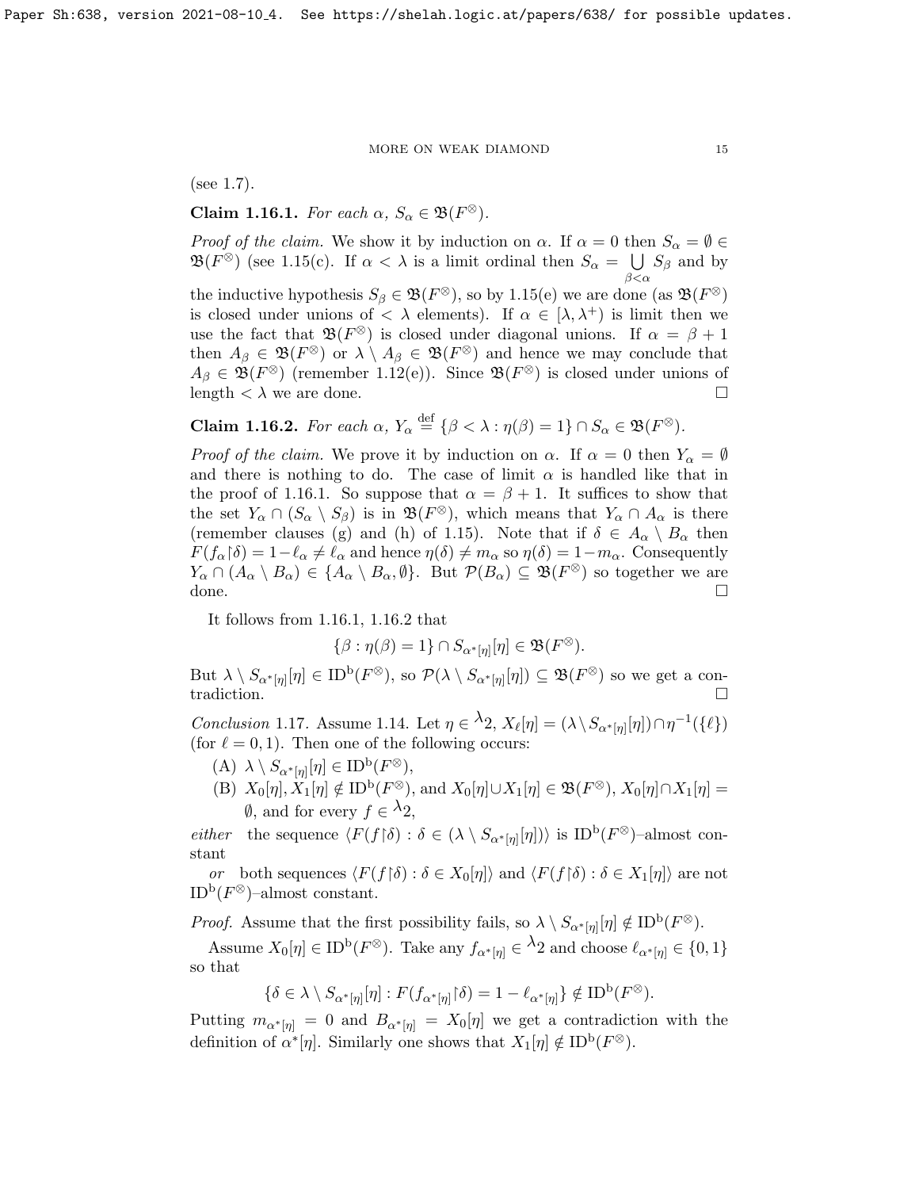(see 1.7).

**Claim 1.16.1.** *For each $\alpha$, $S_\alpha \in \mathfrak{B}(F^\otimes)$.*

*Proof of the claim.* We show it by induction on $\alpha$. If $\alpha = 0$ then $S_\alpha = \emptyset \in \mathfrak{B}(F^\otimes)$ (see 1.15(c). If $\alpha < \lambda$ is a limit ordinal then $S_\alpha = \bigcup_{\beta<\alpha} S_\beta$ and by the inductive hypothesis $S_\beta \in \mathfrak{B}(F^\otimes)$, so by 1.15(e) we are done (as $\mathfrak{B}(F^\otimes)$ is closed under unions of $< \lambda$ elements). If $\alpha \in [\lambda, \lambda^+)$ is limit then we use the fact that $\mathfrak{B}(F^\otimes)$ is closed under diagonal unions. If $\alpha = \beta + 1$ then $A_\beta \in \mathfrak{B}(F^\otimes)$ or $\lambda \setminus A_\beta \in \mathfrak{B}(F^\otimes)$ and hence we may conclude that $A_\beta \in \mathfrak{B}(F^\otimes)$ (remember 1.12(e)). Since $\mathfrak{B}(F^\otimes)$ is closed under unions of length $< \lambda$ we are done. $\square$

**Claim 1.16.2.** *For each $\alpha$, $Y_\alpha \stackrel{\text{def}}{=} \{\beta < \lambda : \eta(\beta) = 1\} \cap S_\alpha \in \mathfrak{B}(F^\otimes)$.*

*Proof of the claim.* We prove it by induction on $\alpha$. If $\alpha = 0$ then $Y_\alpha = \emptyset$ and there is nothing to do. The case of limit $\alpha$ is handled like that in the proof of 1.16.1. So suppose that $\alpha = \beta + 1$. It suffices to show that the set $Y_\alpha \cap (S_\alpha \setminus S_\beta)$ is in $\mathfrak{B}(F^\otimes)$, which means that $Y_\alpha \cap A_\alpha$ is there (remember clauses (g) and (h) of 1.15). Note that if $\delta \in A_\alpha \setminus B_\alpha$ then $F(f_\alpha \restriction \delta) = 1 - \ell_\alpha \neq \ell_\alpha$ and hence $\eta(\delta) \neq m_\alpha$ so $\eta(\delta) = 1 - m_\alpha$. Consequently $Y_\alpha \cap (A_\alpha \setminus B_\alpha) \in \{A_\alpha \setminus B_\alpha, \emptyset\}$. But $\mathcal{P}(B_\alpha) \subseteq \mathfrak{B}(F^\otimes)$ so together we are done. $\square$

It follows from 1.16.1, 1.16.2 that

$$\{\beta : \eta(\beta) = 1\} \cap S_{\alpha^*[\eta]}[\eta] \in \mathfrak{B}(F^\otimes).$$

But $\lambda \setminus S_{\alpha^*[\eta]}[\eta] \in \mathrm{ID}^{\mathrm{b}}(F^\otimes)$, so $\mathcal{P}(\lambda \setminus S_{\alpha^*[\eta]}[\eta]) \subseteq \mathfrak{B}(F^\otimes)$ so we get a contradiction. $\square$

*Conclusion* 1.17. Assume 1.14. Let $\eta \in {}^\lambda 2$, $X_\ell[\eta] = (\lambda \setminus S_{\alpha^*[\eta]}[\eta]) \cap \eta^{-1}(\{\ell\})$ (for $\ell = 0, 1$). Then one of the following occurs:

(A) $\lambda \setminus S_{\alpha^*[\eta]}[\eta] \in \mathrm{ID}^{\mathrm{b}}(F^\otimes)$,

(B) $X_0[\eta], X_1[\eta] \notin \mathrm{ID}^{\mathrm{b}}(F^\otimes)$, and $X_0[\eta] \cup X_1[\eta] \in \mathfrak{B}(F^\otimes)$, $X_0[\eta] \cap X_1[\eta] = \emptyset$, and for every $f \in {}^\lambda 2$,

*either* the sequence $\langle F(f \restriction \delta) : \delta \in (\lambda \setminus S_{\alpha^*[\eta]}[\eta]) \rangle$ is $\mathrm{ID}^{\mathrm{b}}(F^\otimes)$–almost constant

*or* both sequences $\langle F(f \restriction \delta) : \delta \in X_0[\eta] \rangle$ and $\langle F(f \restriction \delta) : \delta \in X_1[\eta] \rangle$ are not $\mathrm{ID}^{\mathrm{b}}(F^\otimes)$–almost constant.

*Proof.* Assume that the first possibility fails, so $\lambda \setminus S_{\alpha^*[\eta]}[\eta] \notin \mathrm{ID}^{\mathrm{b}}(F^\otimes)$.

Assume $X_0[\eta] \in \mathrm{ID}^{\mathrm{b}}(F^\otimes)$. Take any $f_{\alpha^*[\eta]} \in {}^\lambda 2$ and choose $\ell_{\alpha^*[\eta]} \in \{0, 1\}$ so that

$$\{\delta \in \lambda \setminus S_{\alpha^*[\eta]}[\eta] : F(f_{\alpha^*[\eta]} \restriction \delta) = 1 - \ell_{\alpha^*[\eta]}\} \notin \mathrm{ID}^{\mathrm{b}}(F^\otimes).$$

Putting $m_{\alpha^*[\eta]} = 0$ and $B_{\alpha^*[\eta]} = X_0[\eta]$ we get a contradiction with the definition of $\alpha^*[\eta]$. Similarly one shows that $X_1[\eta] \notin \mathrm{ID}^{\mathrm{b}}(F^\otimes)$.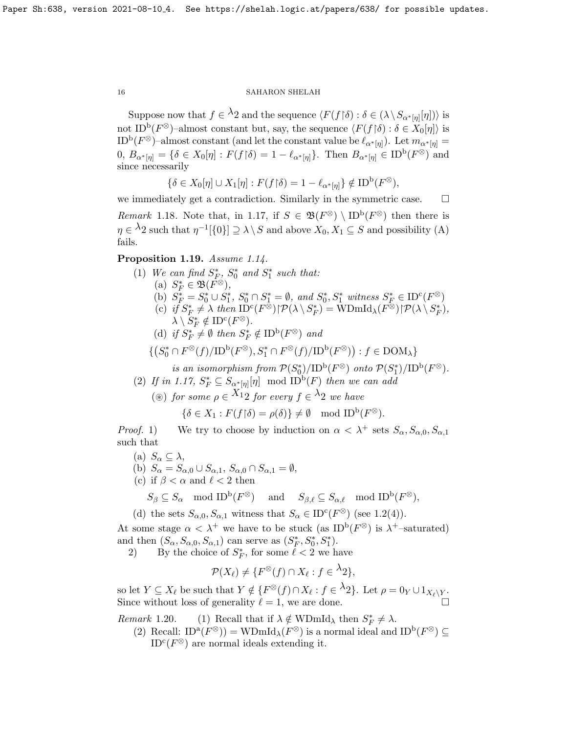Suppose now that $f \in {}^{\lambda}2$ and the sequence $\langle F(f{\restriction}\delta) : \delta \in (\lambda \setminus S_{\alpha^*[\eta]}[\eta])\rangle$ is not $\mathrm{ID}^{\mathrm{b}}(F^{\otimes})$–almost constant but, say, the sequence $\langle F(f{\restriction}\delta) : \delta \in X_0[\eta]\rangle$ is $\mathrm{ID}^{\mathrm{b}}(F^{\otimes})$–almost constant (and let the constant value be $\ell_{\alpha^*[\eta]}$). Let $m_{\alpha^*[\eta]} = 0$, $B_{\alpha^*[\eta]} = \{\delta \in X_0[\eta] : F(f{\restriction}\delta) = 1 - \ell_{\alpha^*[\eta]}\}$. Then $B_{\alpha^*[\eta]} \in \mathrm{ID}^{\mathrm{b}}(F^{\otimes})$ and since necessarily

$$\{\delta \in X_0[\eta] \cup X_1[\eta] : F(f{\restriction}\delta) = 1 - \ell_{\alpha^*[\eta]}\} \notin \mathrm{ID}^{\mathrm{b}}(F^{\otimes}),$$

we immediately get a contradiction. Similarly in the symmetric case. $\square$

*Remark* 1.18. Note that, in 1.17, if $S \in \mathfrak{B}(F^{\otimes}) \setminus \mathrm{ID}^{\mathrm{b}}(F^{\otimes})$ then there is $\eta \in {}^{\lambda}2$ such that $\eta^{-1}[\{0\}] \supseteq \lambda \setminus S$ and above $X_0, X_1 \subseteq S$ and possibility (A) fails.

**Proposition 1.19.** *Assume 1.14.*

1. *We can find $S^*_F$, $S^*_0$ and $S^*_1$ such that:*
   - (a) $S^*_F \in \mathfrak{B}(F^{\otimes})$,
   - (b) $S^*_F = S^*_0 \cup S^*_1$, $S^*_0 \cap S^*_1 = \emptyset$, *and* $S^*_0, S^*_1$ *witness* $S^*_F \in \mathrm{ID}^{\mathrm{c}}(F^{\otimes})$
   - (c) *if* $S^*_F \neq \lambda$ *then* $\mathrm{ID}^{\mathrm{c}}(F^{\otimes}){\restriction}\mathcal{P}(\lambda \setminus S^*_F) = \mathrm{WDmId}_{\lambda}(F^{\otimes}){\restriction}\mathcal{P}(\lambda \setminus S^*_F)$, $\lambda \setminus S^*_F \notin \mathrm{ID}^{\mathrm{c}}(F^{\otimes})$.
   - (d) *if* $S^*_F \neq \emptyset$ *then* $S^*_F \notin \mathrm{ID}^{\mathrm{b}}(F^{\otimes})$ *and*
   $$\{(S^*_0 \cap F^{\otimes}(f)/\mathrm{ID}^{\mathrm{b}}(F^{\otimes}), S^*_1 \cap F^{\otimes}(f)/\mathrm{ID}^{\mathrm{b}}(F^{\otimes})) : f \in \mathrm{DOM}_{\lambda}\}$$
   *is an isomorphism from* $\mathcal{P}(S^*_0)/\mathrm{ID}^{\mathrm{b}}(F^{\otimes})$ *onto* $\mathcal{P}(S^*_1)/\mathrm{ID}^{\mathrm{b}}(F^{\otimes})$.
2. *If in 1.17, $S^*_F \subseteq S_{\alpha^*[\eta]}[\eta] \mod \mathrm{ID}^{\mathrm{b}}(F)$ then we can add*
   - ($\circledast$) *for some $\rho \in {}^{X_1}2$ for every $f \in {}^{\lambda}2$ we have*
   $$\{\delta \in X_1 : F(f{\restriction}\delta) = \rho(\delta)\} \neq \emptyset \mod \mathrm{ID}^{\mathrm{b}}(F^{\otimes}).$$

*Proof.* 1) We try to choose by induction on $\alpha < \lambda^+$ sets $S_\alpha, S_{\alpha,0}, S_{\alpha,1}$ such that

- (a) $S_\alpha \subseteq \lambda$,
- (b) $S_\alpha = S_{\alpha,0} \cup S_{\alpha,1}$, $S_{\alpha,0} \cap S_{\alpha,1} = \emptyset$,
- (c) if $\beta < \alpha$ and $\ell < 2$ then
$$S_\beta \subseteq S_\alpha \mod \mathrm{ID}^{\mathrm{b}}(F^{\otimes}) \quad \text{and} \quad S_{\beta,\ell} \subseteq S_{\alpha,\ell} \mod \mathrm{ID}^{\mathrm{b}}(F^{\otimes}),$$
- (d) the sets $S_{\alpha,0}, S_{\alpha,1}$ witness that $S_\alpha \in \mathrm{ID}^{\mathrm{c}}(F^{\otimes})$ (see 1.2(4)).

At some stage $\alpha < \lambda^+$ we have to be stuck (as $\mathrm{ID}^{\mathrm{b}}(F^{\otimes})$ is $\lambda^+$–saturated) and then $(S_\alpha, S_{\alpha,0}, S_{\alpha,1})$ can serve as $(S^*_F, S^*_0, S^*_1)$.

2) By the choice of $S^*_F$, for some $\ell < 2$ we have

$$\mathcal{P}(X_\ell) \neq \{F^{\otimes}(f) \cap X_\ell : f \in {}^{\lambda}2\},$$

so let $Y \subseteq X_\ell$ be such that $Y \notin \{F^{\otimes}(f) \cap X_\ell : f \in {}^{\lambda}2\}$. Let $\rho = 0_Y \cup 1_{X_\ell \setminus Y}$. Since without loss of generality $\ell = 1$, we are done. $\square$

*Remark* 1.20.

1. Recall that if $\lambda \notin \mathrm{WDmId}_\lambda$ then $S^*_F \neq \lambda$.
2. Recall: $\mathrm{ID}^{\mathrm{a}}(F^{\otimes})) = \mathrm{WDmId}_\lambda(F^{\otimes})$ is a normal ideal and $\mathrm{ID}^{\mathrm{b}}(F^{\otimes}) \subseteq \mathrm{ID}^{\mathrm{c}}(F^{\otimes})$ are normal ideals extending it.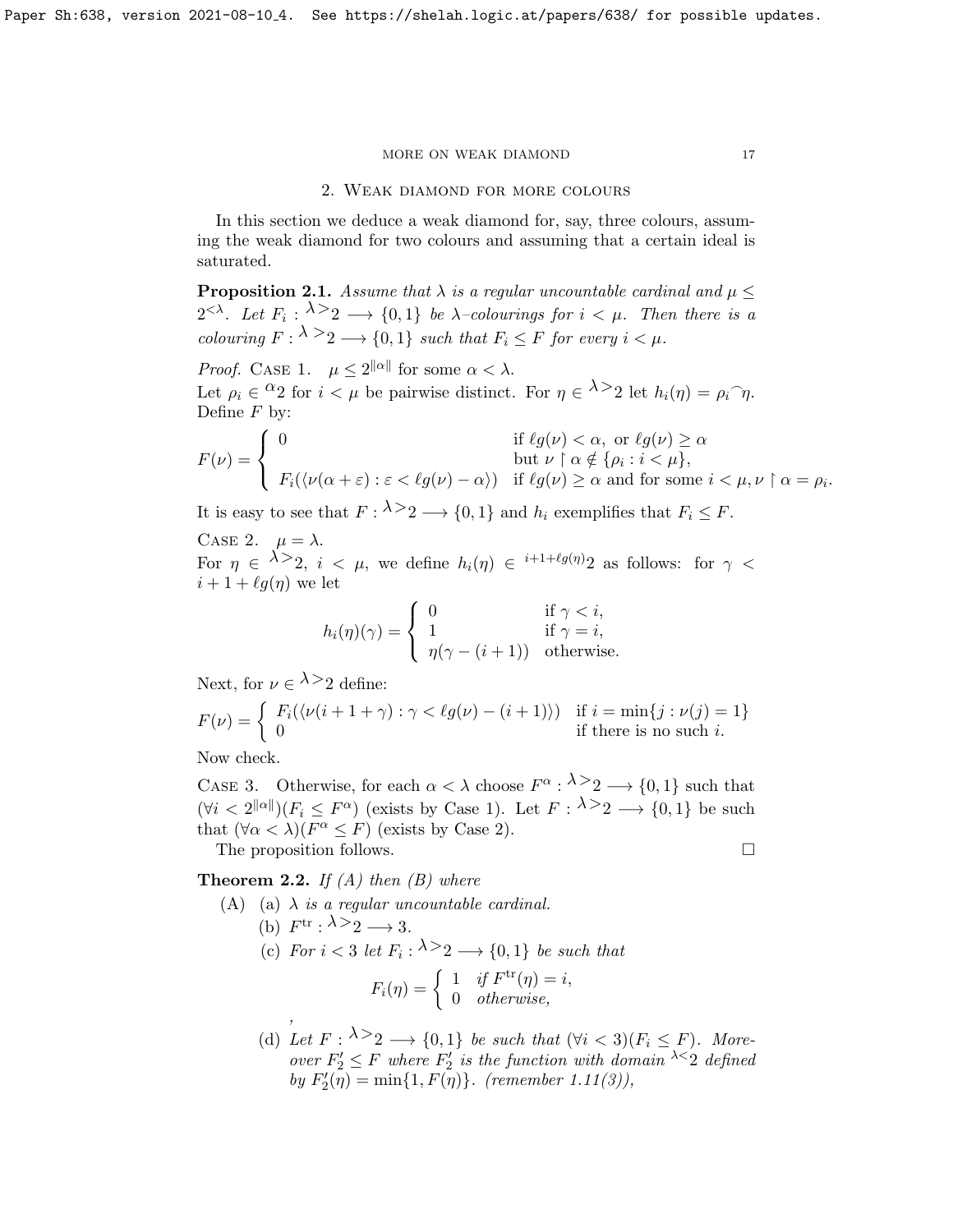## 2. Weak diamond for more colours

In this section we deduce a weak diamond for, say, three colours, assuming the weak diamond for two colours and assuming that a certain ideal is saturated.

**Proposition 2.1.** *Assume that $\lambda$ is a regular uncountable cardinal and $\mu \leq 2^{<\lambda}$. Let $F_i : {}^{\lambda>}2 \longrightarrow \{0,1\}$ be $\lambda$–colourings for $i < \mu$. Then there is a colouring $F : {}^{\lambda>}2 \longrightarrow \{0,1\}$ such that $F_i \leq F$ for every $i < \mu$.*

*Proof.* Case 1. $\mu \leq 2^{\|\alpha\|}$ for some $\alpha < \lambda$.
Let $\rho_i \in {}^{\alpha}2$ for $i < \mu$ be pairwise distinct. For $\eta \in {}^{\lambda>}2$ let $h_i(\eta) = \rho_i{}^\frown\eta$. Define $F$ by:

$$F(\nu) = \begin{cases} 0 & \text{if } \ell g(\nu) < \alpha, \text{ or } \ell g(\nu) \geq \alpha \\ & \text{but } \nu \restriction \alpha \notin \{\rho_i : i < \mu\}, \\ F_i(\langle \nu(\alpha+\varepsilon) : \varepsilon < \ell g(\nu) - \alpha \rangle) & \text{if } \ell g(\nu) \geq \alpha \text{ and for some } i < \mu, \nu \restriction \alpha = \rho_i. \end{cases}$$

It is easy to see that $F : {}^{\lambda>}2 \longrightarrow \{0,1\}$ and $h_i$ exemplifies that $F_i \leq F$.

Case 2. $\mu = \lambda$.
For $\eta \in {}^{\lambda>}2$, $i < \mu$, we define $h_i(\eta) \in {}^{i+1+\ell g(\eta)}2$ as follows: for $\gamma < i + 1 + \ell g(\eta)$ we let

$$h_i(\eta)(\gamma) = \begin{cases} 0 & \text{if } \gamma < i, \\ 1 & \text{if } \gamma = i, \\ \eta(\gamma - (i+1)) & \text{otherwise.} \end{cases}$$

Next, for $\nu \in {}^{\lambda>}2$ define:

$$F(\nu) = \begin{cases} F_i(\langle \nu(i+1+\gamma) : \gamma < \ell g(\nu) - (i+1) \rangle) & \text{if } i = \min\{j : \nu(j) = 1\} \\ 0 & \text{if there is no such } i. \end{cases}$$

Now check.

Case 3. Otherwise, for each $\alpha < \lambda$ choose $F^\alpha : {}^{\lambda>}2 \longrightarrow \{0,1\}$ such that $(\forall i < 2^{\|\alpha\|})(F_i \leq F^\alpha)$ (exists by Case 1). Let $F : {}^{\lambda>}2 \longrightarrow \{0,1\}$ be such that $(\forall \alpha < \lambda)(F^\alpha \leq F)$ (exists by Case 2).

The proposition follows. $\square$

**Theorem 2.2.** *If (A) then (B) where*

(A) (a) *$\lambda$ is a regular uncountable cardinal.*

(b) *$F^{\mathrm{tr}} : {}^{\lambda>}2 \longrightarrow 3$.*

(c) *For $i < 3$ let $F_i : {}^{\lambda>}2 \longrightarrow \{0,1\}$ be such that*

$$F_i(\eta) = \begin{cases} 1 & \text{if } F^{\mathrm{tr}}(\eta) = i, \\ 0 & \text{otherwise,} \end{cases}$$

*,*

(d) *Let $F : {}^{\lambda>}2 \longrightarrow \{0,1\}$ be such that $(\forall i < 3)(F_i \leq F)$. Moreover $F_2' \leq F$ where $F_2'$ is the function with domain ${}^{\lambda<}2$ defined by $F_2'(\eta) = \min\{1, F(\eta)\}$. (remember 1.11(3)),*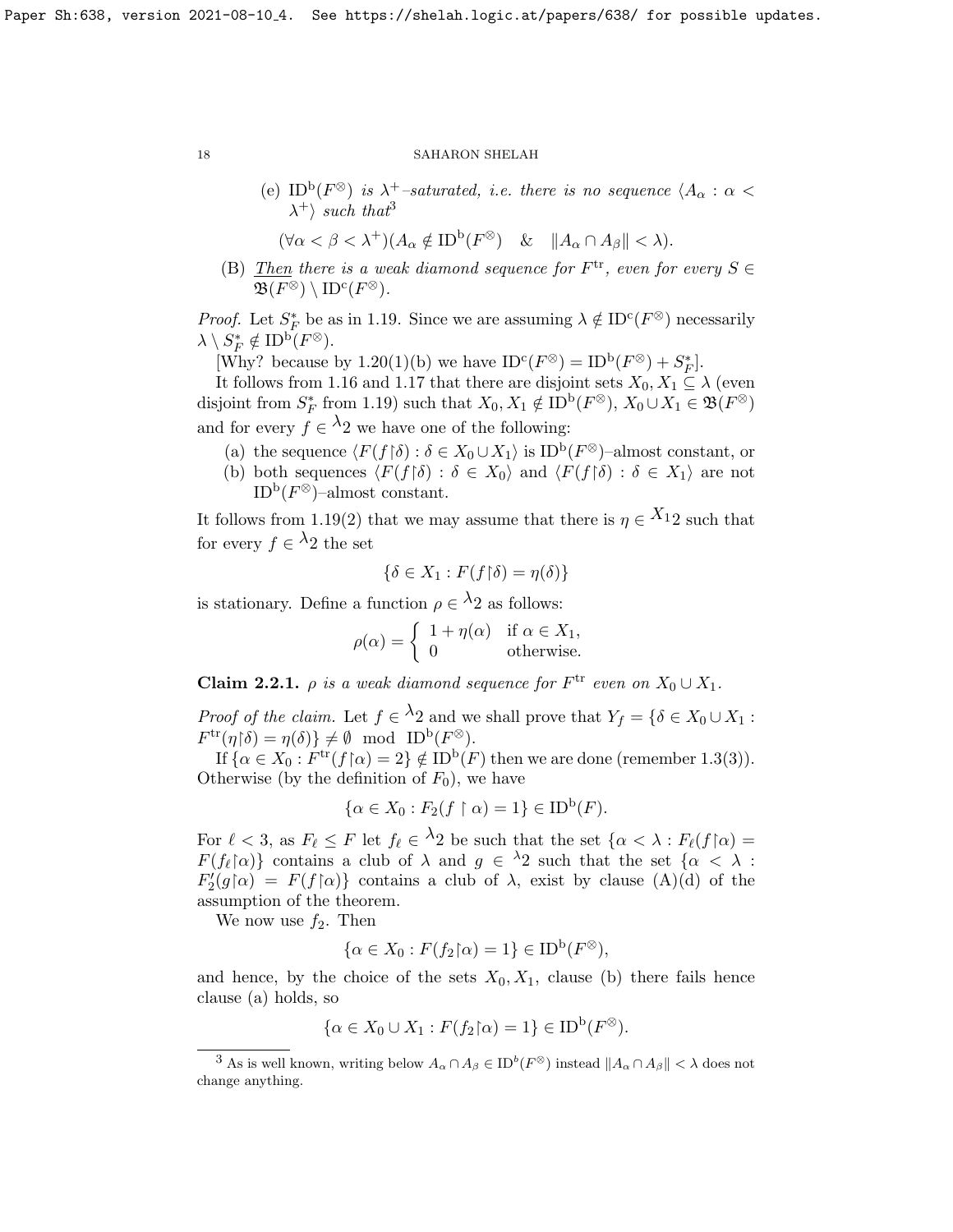(e) $\mathrm{ID}^{\mathrm{b}}(F^\otimes)$ *is* $\lambda^+$*–saturated, i.e. there is no sequence* $\langle A_\alpha : \alpha < \lambda^+\rangle$ *such that*[3]

$$(\forall \alpha < \beta < \lambda^+)(A_\alpha \notin \mathrm{ID}^{\mathrm{b}}(F^\otimes) \quad \& \quad \|A_\alpha \cap A_\beta\| < \lambda).$$

(B) *Then there is a weak diamond sequence for* $F^{\mathrm{tr}}$*, even for every* $S \in \mathfrak{B}(F^\otimes) \setminus \mathrm{ID}^{\mathrm{c}}(F^\otimes)$.

*Proof.* Let $S^*_F$ be as in 1.19. Since we are assuming $\lambda \notin \mathrm{ID}^{\mathrm{c}}(F^\otimes)$ necessarily $\lambda \setminus S^*_F \notin \mathrm{ID}^{\mathrm{b}}(F^\otimes)$.

[Why? because by 1.20(1)(b) we have $\mathrm{ID}^{\mathrm{c}}(F^\otimes) = \mathrm{ID}^{\mathrm{b}}(F^\otimes) + S^*_F$].

It follows from 1.16 and 1.17 that there are disjoint sets $X_0, X_1 \subseteq \lambda$ (even disjoint from $S^*_F$ from 1.19) such that $X_0, X_1 \notin \mathrm{ID}^{\mathrm{b}}(F^\otimes)$, $X_0 \cup X_1 \in \mathfrak{B}(F^\otimes)$ and for every $f \in {}^\lambda 2$ we have one of the following:

(a) the sequence $\langle F(f{\restriction}\delta) : \delta \in X_0 \cup X_1\rangle$ is $\mathrm{ID}^{\mathrm{b}}(F^\otimes)$–almost constant, or

(b) both sequences $\langle F(f{\restriction}\delta) : \delta \in X_0\rangle$ and $\langle F(f{\restriction}\delta) : \delta \in X_1\rangle$ are not $\mathrm{ID}^{\mathrm{b}}(F^\otimes)$–almost constant.

It follows from 1.19(2) that we may assume that there is $\eta \in {}^{X_1}2$ such that for every $f \in {}^\lambda 2$ the set

$$\{\delta \in X_1 : F(f{\restriction}\delta) = \eta(\delta)\}$$

is stationary. Define a function $\rho \in {}^\lambda 2$ as follows:

$$\rho(\alpha) = \begin{cases} 1 + \eta(\alpha) & \text{if } \alpha \in X_1, \\ 0 & \text{otherwise.} \end{cases}$$

**Claim 2.2.1.** *$\rho$ is a weak diamond sequence for $F^{\mathrm{tr}}$ even on $X_0 \cup X_1$.*

*Proof of the claim.* Let $f \in {}^\lambda 2$ and we shall prove that $Y_f = \{\delta \in X_0 \cup X_1 : F^{\mathrm{tr}}(\eta{\restriction}\delta) = \eta(\delta)\} \neq \emptyset \mod \mathrm{ID}^{\mathrm{b}}(F^\otimes)$.

If $\{\alpha \in X_0 : F^{\mathrm{tr}}(f{\restriction}\alpha) = 2\} \notin \mathrm{ID}^{\mathrm{b}}(F)$ then we are done (remember 1.3(3)). Otherwise (by the definition of $F_0$), we have

$$\{\alpha \in X_0 : F_2(f \restriction \alpha) = 1\} \in \mathrm{ID}^{\mathrm{b}}(F).$$

For $\ell < 3$, as $F_\ell \leq F$ let $f_\ell \in {}^\lambda 2$ be such that the set $\{\alpha < \lambda : F_\ell(f{\restriction}\alpha) = F(f_\ell{\restriction}\alpha)\}$ contains a club of $\lambda$ and $g \in {}^\lambda 2$ such that the set $\{\alpha < \lambda : F'_2(g{\restriction}\alpha) = F(f{\restriction}\alpha)\}$ contains a club of $\lambda$, exist by clause (A)(d) of the assumption of the theorem.

We now use $f_2$. Then

$$\{\alpha \in X_0 : F(f_2{\restriction}\alpha) = 1\} \in \mathrm{ID}^{\mathrm{b}}(F^\otimes),$$

and hence, by the choice of the sets $X_0, X_1$, clause (b) there fails hence clause (a) holds, so

$$\{\alpha \in X_0 \cup X_1 : F(f_2{\restriction}\alpha) = 1\} \in \mathrm{ID}^{\mathrm{b}}(F^\otimes).$$

---

[3] As is well known, writing below $A_\alpha \cap A_\beta \in \mathrm{ID}^{\mathrm{b}}(F^\otimes)$ instead $\|A_\alpha \cap A_\beta\| < \lambda$ does not change anything.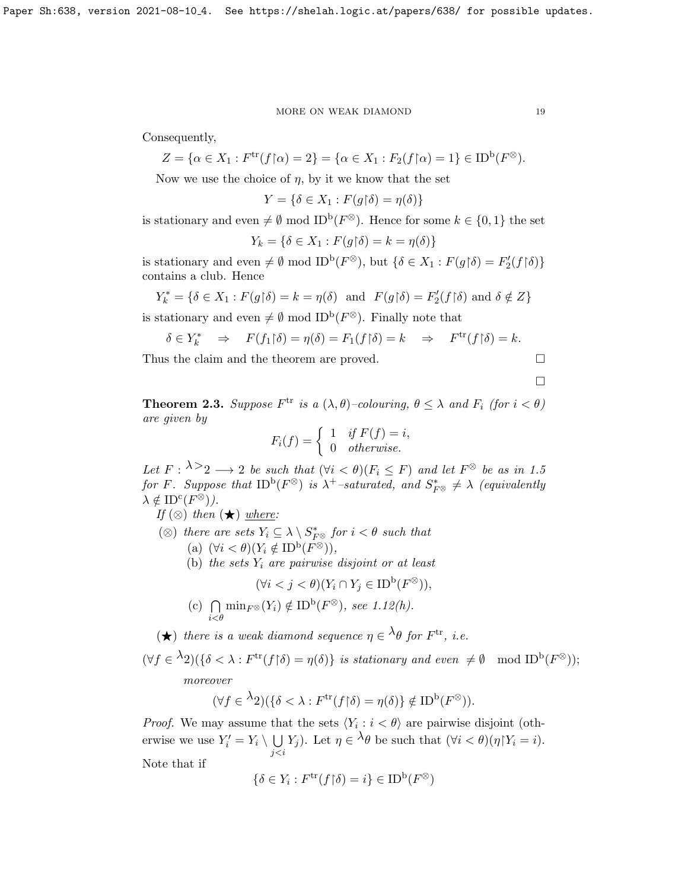Consequently,

$$Z = \{\alpha \in X_1 : F^{\rm tr}(f{\restriction}\alpha) = 2\} = \{\alpha \in X_1 : F_2(f{\restriction}\alpha) = 1\} \in {\rm ID}^{\rm b}(F^{\otimes}).$$

Now we use the choice of $\eta$, by it we know that the set

$$Y = \{\delta \in X_1 : F(g{\restriction}\delta) = \eta(\delta)\}$$

is stationary and even $\neq \emptyset$ mod ${\rm ID}^{\rm b}(F^{\otimes})$. Hence for some $k \in \{0,1\}$ the set

$$Y_k = \{\delta \in X_1 : F(g{\restriction}\delta) = k = \eta(\delta)\}$$

is stationary and even $\neq \emptyset$ mod ${\rm ID}^{\rm b}(F^{\otimes})$, but $\{\delta \in X_1 : F(g{\restriction}\delta) = F_2'(f{\restriction}\delta)\}$ contains a club. Hence

$$Y_k^* = \{\delta \in X_1 : F(g{\restriction}\delta) = k = \eta(\delta) \text{ and } F(g{\restriction}\delta) = F_2'(f{\restriction}\delta) \text{ and } \delta \notin Z\}$$

is stationary and even $\neq \emptyset$ mod ${\rm ID}^{\rm b}(F^{\otimes})$. Finally note that

$$\delta \in Y_k^* \quad \Rightarrow \quad F(f_1{\restriction}\delta) = \eta(\delta) = F_1(f{\restriction}\delta) = k \quad \Rightarrow \quad F^{\rm tr}(f{\restriction}\delta) = k.$$

Thus the claim and the theorem are proved. □

□

**Theorem 2.3.** *Suppose $F^{\rm tr}$ is a $(\lambda,\theta)$–colouring, $\theta \leq \lambda$ and $F_i$ (for $i < \theta$) are given by*

$$F_i(f) = \begin{cases} 1 & \text{if } F(f) = i, \\ 0 & \text{otherwise.} \end{cases}$$

*Let $F : {}^{\lambda>}2 \longrightarrow 2$ be such that $(\forall i < \theta)(F_i \leq F)$ and let $F^{\otimes}$ be as in 1.5 for $F$. Suppose that ${\rm ID}^{\rm b}(F^{\otimes})$ is $\lambda^+$–saturated, and $S^*_{F^{\otimes}} \neq \lambda$ (equivalently $\lambda \notin {\rm ID}^{\rm c}(F^{\otimes})$).*

*If $(\otimes)$ then $(\bigstar)$ where:*

$(\otimes)$ *there are sets $Y_i \subseteq \lambda \setminus S^*_{F^{\otimes}}$ for $i < \theta$ such that*
 (a) $(\forall i < \theta)(Y_i \notin {\rm ID}^{\rm b}(F^{\otimes}))$,
 (b) *the sets $Y_i$ are pairwise disjoint or at least*
 $$(\forall i < j < \theta)(Y_i \cap Y_j \in {\rm ID}^{\rm b}(F^{\otimes})),$$
 (c) $\bigcap\limits_{i<\theta} \min_{F^{\otimes}}(Y_i) \notin {\rm ID}^{\rm b}(F^{\otimes})$, *see 1.12(h).*

$(\bigstar)$ *there is a weak diamond sequence $\eta \in {}^{\lambda}\theta$ for $F^{\rm tr}$, i.e.*

$$(\forall f \in {}^{\lambda}2)(\{\delta < \lambda : F^{\rm tr}(f{\restriction}\delta) = \eta(\delta)\} \text{ is stationary and even } \neq \emptyset \mod {\rm ID}^{\rm b}(F^{\otimes}));$$

*moreover*

$$(\forall f \in {}^{\lambda}2)(\{\delta < \lambda : F^{\rm tr}(f{\restriction}\delta) = \eta(\delta)\} \notin {\rm ID}^{\rm b}(F^{\otimes})).$$

*Proof.* We may assume that the sets $\langle Y_i : i < \theta\rangle$ are pairwise disjoint (otherwise we use $Y_i' = Y_i \setminus \bigcup\limits_{j<i} Y_j$). Let $\eta \in {}^{\lambda}\theta$ be such that $(\forall i < \theta)(\eta{\restriction}Y_i = i)$. Note that if

$$\{\delta \in Y_i : F^{\rm tr}(f{\restriction}\delta) = i\} \in {\rm ID}^{\rm b}(F^{\otimes})$$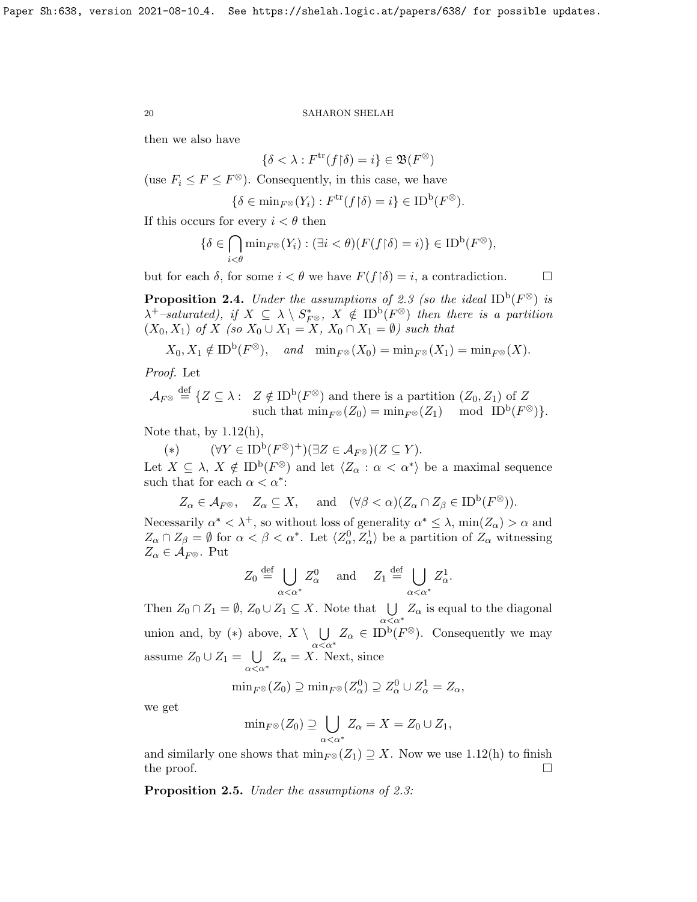then we also have

$$\{\delta < \lambda : F^{\rm tr}(f{\restriction}\delta) = i\} \in \mathfrak{B}(F^{\otimes})$$

(use $F_i \leq F \leq F^{\otimes}$). Consequently, in this case, we have

$$\{\delta \in \min_{F^{\otimes}}(Y_i) : F^{\rm tr}(f{\restriction}\delta) = i\} \in {\rm ID}^{\rm b}(F^{\otimes}).$$

If this occurs for every $i < \theta$ then

$$\{\delta \in \bigcap_{i<\theta} \min_{F^{\otimes}}(Y_i) : (\exists i < \theta)(F(f{\restriction}\delta) = i)\} \in {\rm ID}^{\rm b}(F^{\otimes}),$$

but for each $\delta$, for some $i < \theta$ we have $F(f{\restriction}\delta) = i$, a contradiction. $\square$

**Proposition 2.4.** *Under the assumptions of 2.3 (so the ideal* ${\rm ID}^{\rm b}(F^{\otimes})$ *is* $\lambda^+$*–saturated), if* $X \subseteq \lambda \setminus S^*_{F^{\otimes}}$*,* $X \notin {\rm ID}^{\rm b}(F^{\otimes})$ *then there is a partition* $(X_0, X_1)$ *of* $X$ *(so* $X_0 \cup X_1 = X$*,* $X_0 \cap X_1 = \emptyset$*) such that*

$$X_0, X_1 \notin {\rm ID}^{\rm b}(F^{\otimes}), \quad \text{and} \quad \min_{F^{\otimes}}(X_0) = \min_{F^{\otimes}}(X_1) = \min_{F^{\otimes}}(X).$$

*Proof.* Let

$$\mathcal{A}_{F^{\otimes}} \stackrel{\rm def}{=} \{Z \subseteq \lambda : \ Z \notin {\rm ID}^{\rm b}(F^{\otimes}) \text{ and there is a partition } (Z_0, Z_1) \text{ of } Z \text{ such that } \min_{F^{\otimes}}(Z_0) = \min_{F^{\otimes}}(Z_1) \mod {\rm ID}^{\rm b}(F^{\otimes})\}.$$

Note that, by 1.12(h),

$(*)$ $\qquad (\forall Y \in {\rm ID}^{\rm b}(F^{\otimes})^+)(\exists Z \in \mathcal{A}_{F^{\otimes}})(Z \subseteq Y).$

Let $X \subseteq \lambda$, $X \notin {\rm ID}^{\rm b}(F^{\otimes})$ and let $\langle Z_\alpha : \alpha < \alpha^* \rangle$ be a maximal sequence such that for each $\alpha < \alpha^*$:

$$Z_\alpha \in \mathcal{A}_{F^{\otimes}}, \quad Z_\alpha \subseteq X, \quad \text{and} \quad (\forall \beta < \alpha)(Z_\alpha \cap Z_\beta \in {\rm ID}^{\rm b}(F^{\otimes})).$$

Necessarily $\alpha^* < \lambda^+$, so without loss of generality $\alpha^* \leq \lambda$, $\min(Z_\alpha) > \alpha$ and $Z_\alpha \cap Z_\beta = \emptyset$ for $\alpha < \beta < \alpha^*$. Let $\langle Z^0_\alpha, Z^1_\alpha \rangle$ be a partition of $Z_\alpha$ witnessing $Z_\alpha \in \mathcal{A}_{F^{\otimes}}$. Put

$$Z_0 \stackrel{\rm def}{=} \bigcup_{\alpha<\alpha^*} Z^0_\alpha \quad \text{and} \quad Z_1 \stackrel{\rm def}{=} \bigcup_{\alpha<\alpha^*} Z^1_\alpha.$$

Then $Z_0 \cap Z_1 = \emptyset$, $Z_0 \cup Z_1 \subseteq X$. Note that $\bigcup\limits_{\alpha<\alpha^*} Z_\alpha$ is equal to the diagonal union and, by $(*)$ above, $X \setminus \bigcup\limits_{\alpha<\alpha^*} Z_\alpha \in {\rm ID}^{\rm b}(F^{\otimes})$. Consequently we may assume $Z_0 \cup Z_1 = \bigcup\limits_{\alpha<\alpha^*} Z_\alpha = X$. Next, since

$$\min_{F^{\otimes}}(Z_0) \supseteq \min_{F^{\otimes}}(Z^0_\alpha) \supseteq Z^0_\alpha \cup Z^1_\alpha = Z_\alpha,$$

we get

$$\min_{F^{\otimes}}(Z_0) \supseteq \bigcup_{\alpha<\alpha^*} Z_\alpha = X = Z_0 \cup Z_1,$$

and similarly one shows that $\min_{F^{\otimes}}(Z_1) \supseteq X$. Now we use 1.12(h) to finish the proof. $\square$

**Proposition 2.5.** *Under the assumptions of 2.3:*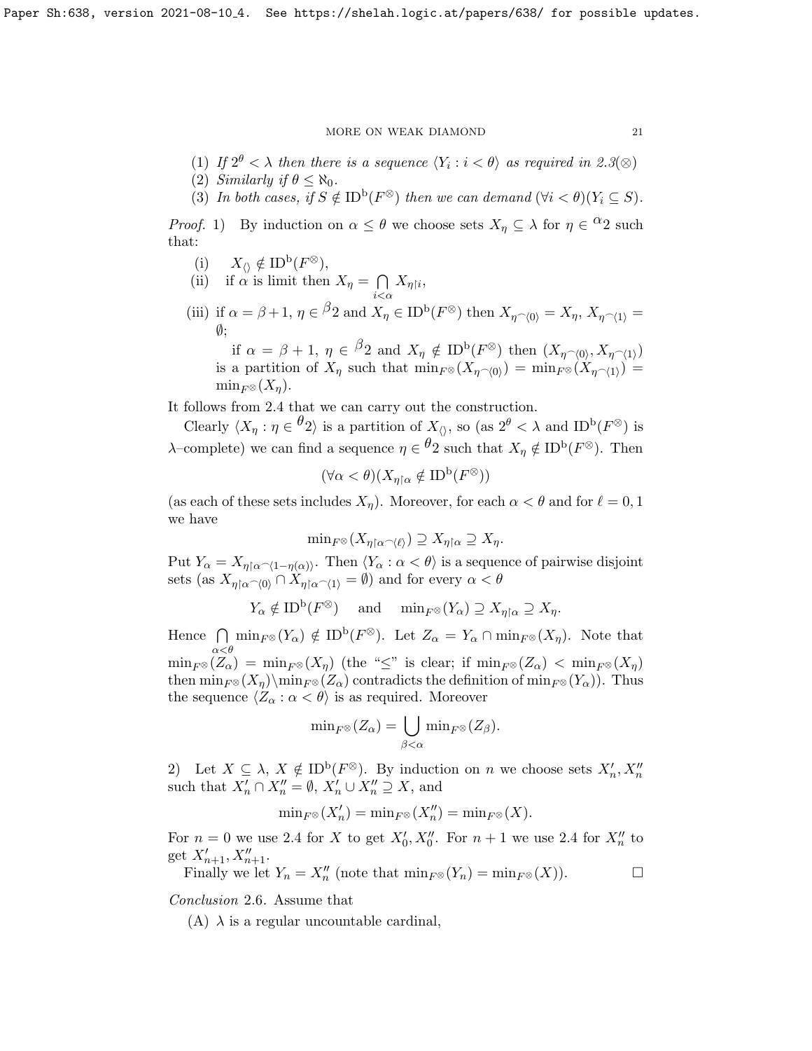(1) *If $2^\theta < \lambda$ then there is a sequence $\langle Y_i : i < \theta \rangle$ as required in 2.3($\otimes$)*
(2) *Similarly if $\theta \le \aleph_0$.*
(3) *In both cases, if $S \notin \mathrm{ID}^{\mathrm{b}}(F^\otimes)$ then we can demand $(\forall i < \theta)(Y_i \subseteq S)$.*

*Proof.* 1) By induction on $\alpha \le \theta$ we choose sets $X_\eta \subseteq \lambda$ for $\eta \in {}^\alpha 2$ such that:

(i) $X_{\langle\rangle} \notin \mathrm{ID}^{\mathrm{b}}(F^\otimes)$,
(ii) if $\alpha$ is limit then $X_\eta = \bigcap\limits_{i<\alpha} X_{\eta\restriction i}$,
(iii) if $\alpha = \beta+1$, $\eta \in {}^\beta 2$ and $X_\eta \in \mathrm{ID}^{\mathrm{b}}(F^\otimes)$ then $X_{\eta^\frown\langle 0\rangle} = X_\eta$, $X_{\eta^\frown\langle 1\rangle} = \emptyset$;
 if $\alpha = \beta+1$, $\eta \in {}^\beta 2$ and $X_\eta \notin \mathrm{ID}^{\mathrm{b}}(F^\otimes)$ then $(X_{\eta^\frown\langle 0\rangle}, X_{\eta^\frown\langle 1\rangle})$ is a partition of $X_\eta$ such that $\min_{F^\otimes}(X_{\eta^\frown\langle 0\rangle}) = \min_{F^\otimes}(X_{\eta^\frown\langle 1\rangle}) = \min_{F^\otimes}(X_\eta)$.

It follows from 2.4 that we can carry out the construction.

Clearly $\langle X_\eta : \eta \in {}^\theta 2\rangle$ is a partition of $X_{\langle\rangle}$, so (as $2^\theta < \lambda$ and $\mathrm{ID}^{\mathrm{b}}(F^\otimes)$ is $\lambda$–complete) we can find a sequence $\eta \in {}^\theta 2$ such that $X_\eta \notin \mathrm{ID}^{\mathrm{b}}(F^\otimes)$. Then

$$(\forall \alpha < \theta)(X_{\eta\restriction\alpha} \notin \mathrm{ID}^{\mathrm{b}}(F^\otimes))$$

(as each of these sets includes $X_\eta$). Moreover, for each $\alpha < \theta$ and for $\ell = 0, 1$ we have

$$\min{}_{F^\otimes}(X_{\eta\restriction\alpha^\frown\langle\ell\rangle}) \supseteq X_{\eta\restriction\alpha} \supseteq X_\eta.$$

Put $Y_\alpha = X_{\eta\restriction\alpha^\frown\langle 1-\eta(\alpha)\rangle}$. Then $\langle Y_\alpha : \alpha < \theta\rangle$ is a sequence of pairwise disjoint sets (as $X_{\eta\restriction\alpha^\frown\langle 0\rangle} \cap X_{\eta\restriction\alpha^\frown\langle 1\rangle} = \emptyset$) and for every $\alpha < \theta$

$$Y_\alpha \notin \mathrm{ID}^{\mathrm{b}}(F^\otimes) \quad \text{ and } \quad \min{}_{F^\otimes}(Y_\alpha) \supseteq X_{\eta\restriction\alpha} \supseteq X_\eta.$$

Hence $\bigcap\limits_{\alpha<\theta} \min_{F^\otimes}(Y_\alpha) \notin \mathrm{ID}^{\mathrm{b}}(F^\otimes)$. Let $Z_\alpha = Y_\alpha \cap \min_{F^\otimes}(X_\eta)$. Note that $\min_{F^\otimes}(Z_\alpha) = \min_{F^\otimes}(X_\eta)$ (the "$\le$" is clear; if $\min_{F^\otimes}(Z_\alpha) < \min_{F^\otimes}(X_\eta)$ then $\min_{F^\otimes}(X_\eta)\setminus\min_{F^\otimes}(Z_\alpha)$ contradicts the definition of $\min_{F^\otimes}(Y_\alpha)$). Thus the sequence $\langle Z_\alpha : \alpha < \theta\rangle$ is as required. Moreover

$$\min{}_{F^\otimes}(Z_\alpha) = \bigcup_{\beta<\alpha} \min{}_{F^\otimes}(Z_\beta).$$

2) Let $X \subseteq \lambda$, $X \notin \mathrm{ID}^{\mathrm{b}}(F^\otimes)$. By induction on $n$ we choose sets $X'_n, X''_n$ such that $X'_n \cap X''_n = \emptyset$, $X'_n \cup X''_n \supseteq X$, and

$$\min{}_{F^\otimes}(X'_n) = \min{}_{F^\otimes}(X''_n) = \min{}_{F^\otimes}(X).$$

For $n = 0$ we use 2.4 for $X$ to get $X'_0, X''_0$. For $n+1$ we use 2.4 for $X''_n$ to get $X'_{n+1}, X''_{n+1}$.

Finally we let $Y_n = X''_n$ (note that $\min_{F^\otimes}(Y_n) = \min_{F^\otimes}(X)$). $\square$

*Conclusion* 2.6. Assume that

(A) $\lambda$ is a regular uncountable cardinal,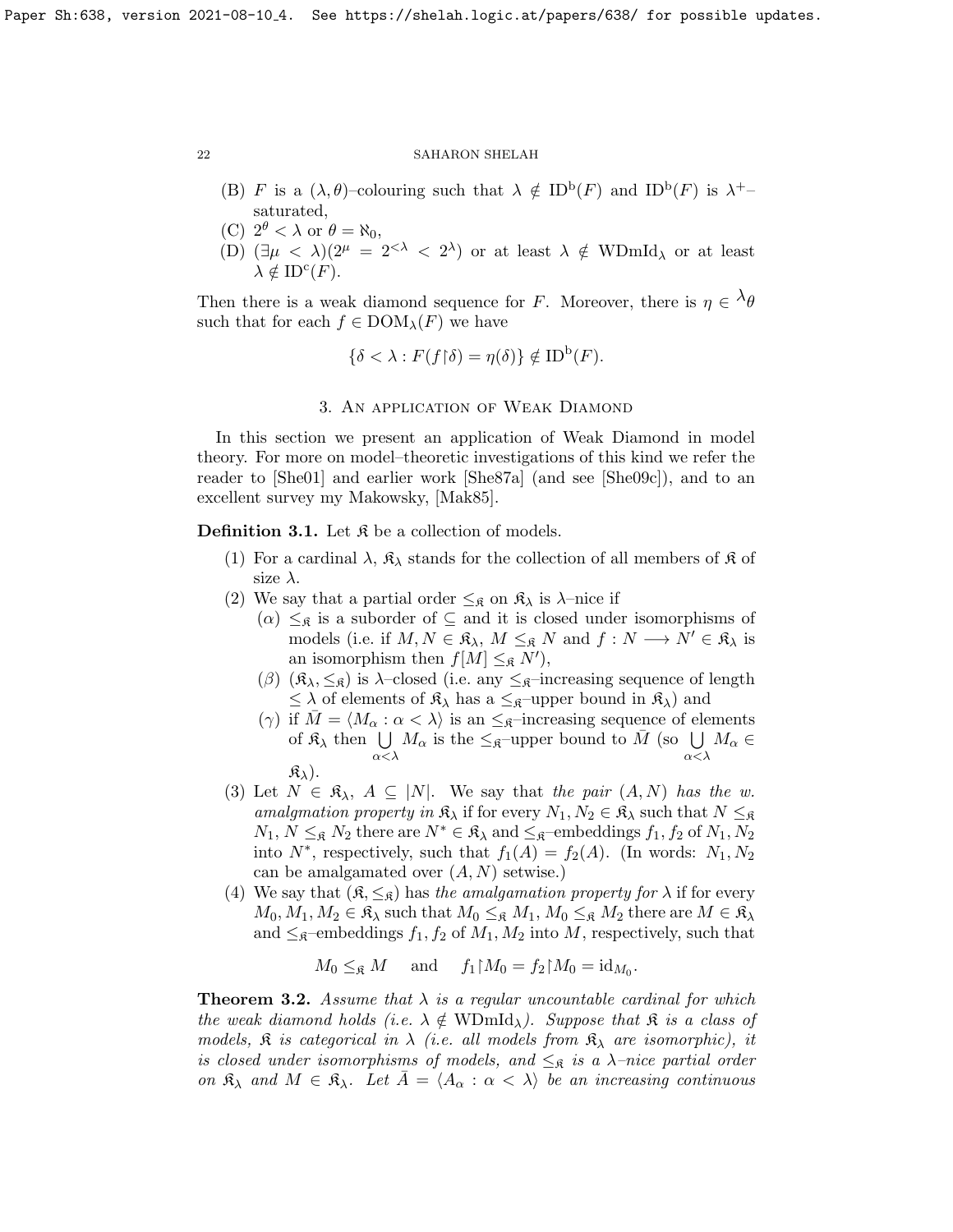(B) $F$ is a $(\lambda, \theta)$–colouring such that $\lambda \notin \mathrm{ID}^{\mathrm{b}}(F)$ and $\mathrm{ID}^{\mathrm{b}}(F)$ is $\lambda^+$–saturated,

(C) $2^\theta < \lambda$ or $\theta = \aleph_0$,

(D) $(\exists \mu < \lambda)(2^\mu = 2^{<\lambda} < 2^\lambda)$ or at least $\lambda \notin \mathrm{WDmId}_\lambda$ or at least $\lambda \notin \mathrm{ID}^{\mathrm{c}}(F)$.

Then there is a weak diamond sequence for $F$. Moreover, there is $\eta \in {}^\lambda\theta$ such that for each $f \in \mathrm{DOM}_\lambda(F)$ we have

$$\{\delta < \lambda : F(f{\restriction}\delta) = \eta(\delta)\} \notin \mathrm{ID}^{\mathrm{b}}(F).$$

## 3. An application of Weak Diamond

In this section we present an application of Weak Diamond in model theory. For more on model–theoretic investigations of this kind we refer the reader to [She01] and earlier work [She87a] (and see [She09c]), and to an excellent survey my Makowsky, [Mak85].

**Definition 3.1.** Let $\mathfrak{K}$ be a collection of models.

(1) For a cardinal $\lambda$, $\mathfrak{K}_\lambda$ stands for the collection of all members of $\mathfrak{K}$ of size $\lambda$.

(2) We say that a partial order $\le_{\mathfrak{K}}$ on $\mathfrak{K}_\lambda$ is $\lambda$–nice if

 $(\alpha)$ $\le_{\mathfrak{K}}$ is a suborder of $\subseteq$ and it is closed under isomorphisms of models (i.e. if $M, N \in \mathfrak{K}_\lambda$, $M \le_{\mathfrak{K}} N$ and $f : N \longrightarrow N' \in \mathfrak{K}_\lambda$ is an isomorphism then $f[M] \le_{\mathfrak{K}} N'$),

 $(\beta)$ $(\mathfrak{K}_\lambda, \le_{\mathfrak{K}})$ is $\lambda$–closed (i.e. any $\le_{\mathfrak{K}}$–increasing sequence of length $\le \lambda$ of elements of $\mathfrak{K}_\lambda$ has a $\le_{\mathfrak{K}}$–upper bound in $\mathfrak{K}_\lambda$) and

 $(\gamma)$ if $\bar{M} = \langle M_\alpha : \alpha < \lambda \rangle$ is an $\le_{\mathfrak{K}}$–increasing sequence of elements of $\mathfrak{K}_\lambda$ then $\bigcup\limits_{\alpha<\lambda} M_\alpha$ is the $\le_{\mathfrak{K}}$–upper bound to $\bar{M}$ (so $\bigcup\limits_{\alpha<\lambda} M_\alpha \in \mathfrak{K}_\lambda$).

(3) Let $N \in \mathfrak{K}_\lambda$, $A \subseteq |N|$. We say that *the pair $(A, N)$ has the w. amalgmation property in $\mathfrak{K}_\lambda$* if for every $N_1, N_2 \in \mathfrak{K}_\lambda$ such that $N \le_{\mathfrak{K}} N_1$, $N \le_{\mathfrak{K}} N_2$ there are $N^* \in \mathfrak{K}_\lambda$ and $\le_{\mathfrak{K}}$–embeddings $f_1, f_2$ of $N_1, N_2$ into $N^*$, respectively, such that $f_1(A) = f_2(A)$. (In words: $N_1, N_2$ can be amalgamated over $(A, N)$ setwise.)

(4) We say that $(\mathfrak{K}, \le_{\mathfrak{K}})$ has *the amalgamation property for $\lambda$* if for every $M_0, M_1, M_2 \in \mathfrak{K}_\lambda$ such that $M_0 \le_{\mathfrak{K}} M_1$, $M_0 \le_{\mathfrak{K}} M_2$ there are $M \in \mathfrak{K}_\lambda$ and $\le_{\mathfrak{K}}$–embeddings $f_1, f_2$ of $M_1, M_2$ into $M$, respectively, such that

$$M_0 \le_{\mathfrak{K}} M \quad \text{ and } \quad f_1{\restriction}M_0 = f_2{\restriction}M_0 = \mathrm{id}_{M_0}.$$

**Theorem 3.2.** *Assume that $\lambda$ is a regular uncountable cardinal for which the weak diamond holds (i.e. $\lambda \notin \mathrm{WDmId}_\lambda$). Suppose that $\mathfrak{K}$ is a class of models, $\mathfrak{K}$ is categorical in $\lambda$ (i.e. all models from $\mathfrak{K}_\lambda$ are isomorphic), it is closed under isomorphisms of models, and $\le_{\mathfrak{K}}$ is a $\lambda$–nice partial order on $\mathfrak{K}_\lambda$ and $M \in \mathfrak{K}_\lambda$. Let $\bar{A} = \langle A_\alpha : \alpha < \lambda \rangle$ be an increasing continuous*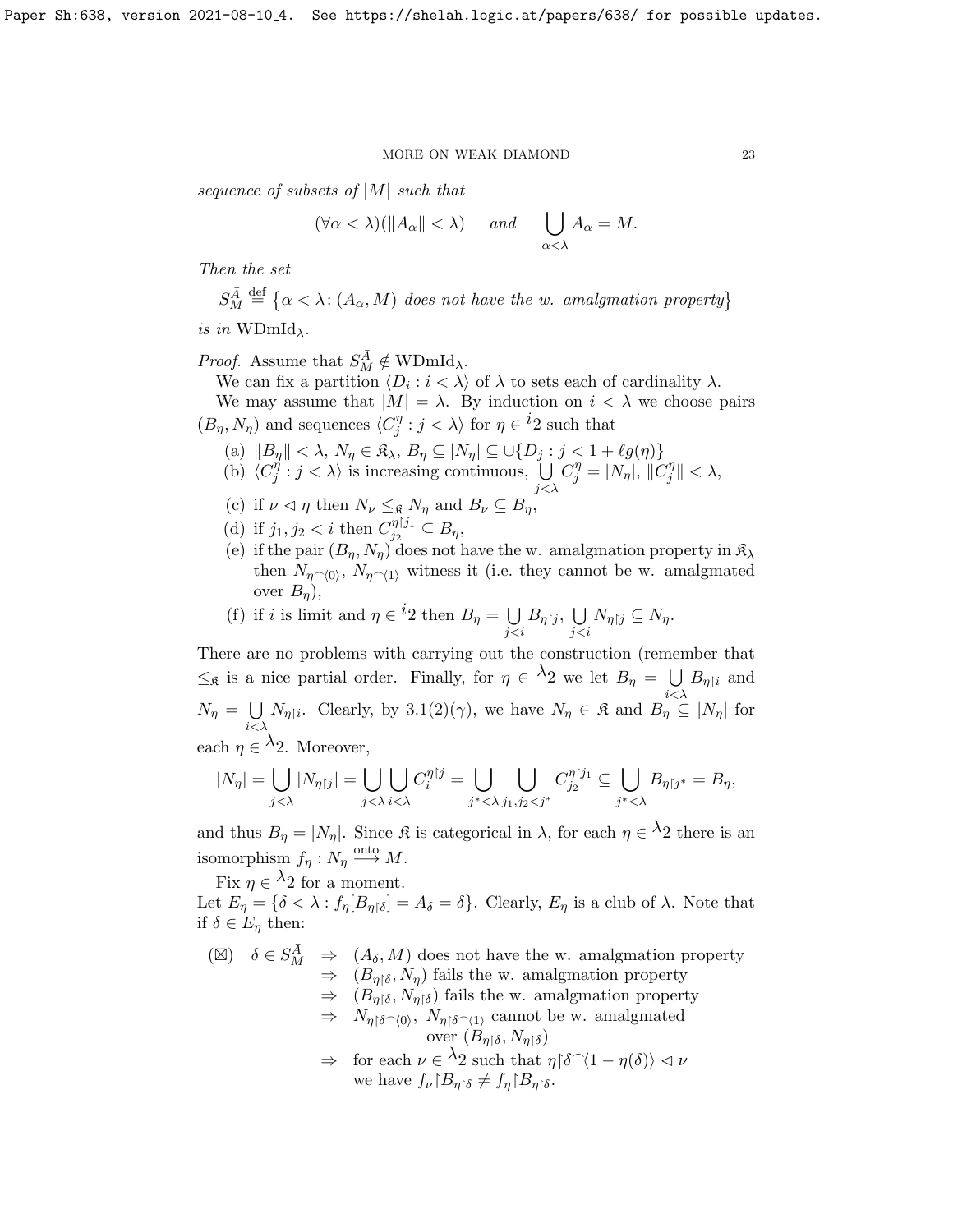*sequence of subsets of* $|M|$ *such that*

$$(\forall \alpha < \lambda)(\|A_\alpha\| < \lambda) \quad \text{and} \quad \bigcup_{\alpha<\lambda} A_\alpha = M.$$

*Then the set*

$S^{\bar{A}}_M \overset{\text{def}}{=} \{\alpha < \lambda \colon (A_\alpha, M) \text{ does not have the w. amalgmation property}\}$

*is in* $\mathrm{WDmId}_\lambda$.

*Proof.* Assume that $S^{\bar{A}}_M \notin \mathrm{WDmId}_\lambda$.

We can fix a partition $\langle D_i : i < \lambda\rangle$ of $\lambda$ to sets each of cardinality $\lambda$.

We may assume that $|M| = \lambda$. By induction on $i < \lambda$ we choose pairs $(B_\eta, N_\eta)$ and sequences $\langle C^\eta_j : j < \lambda\rangle$ for $\eta \in {}^i 2$ such that

(a) $\|B_\eta\| < \lambda$, $N_\eta \in \mathfrak{K}_\lambda$, $B_\eta \subseteq |N_\eta| \subseteq \cup\{D_j : j < 1 + \ell g(\eta)\}$

(b) $\langle C^\eta_j : j < \lambda\rangle$ is increasing continuous, $\bigcup_{j<\lambda} C^\eta_j = |N_\eta|$, $\|C^\eta_j\| < \lambda$,

(c) if $\nu \lhd \eta$ then $N_\nu \leq_{\mathfrak{K}} N_\eta$ and $B_\nu \subseteq B_\eta$,

(d) if $j_1, j_2 < i$ then $C^{\eta\restriction j_1}_{j_2} \subseteq B_\eta$,

(e) if the pair $(B_\eta, N_\eta)$ does not have the w. amalgmation property in $\mathfrak{K}_\lambda$ then $N_{\eta^\frown\langle 0\rangle}$, $N_{\eta^\frown\langle 1\rangle}$ witness it (i.e. they cannot be w. amalgmated over $B_\eta$),

(f) if $i$ is limit and $\eta \in {}^i 2$ then $B_\eta = \bigcup_{j<i} B_{\eta\restriction j}$, $\bigcup_{j<i} N_{\eta\restriction j} \subseteq N_\eta$.

There are no problems with carrying out the construction (remember that $\leq_{\mathfrak{K}}$ is a nice partial order. Finally, for $\eta \in {}^\lambda 2$ we let $B_\eta = \bigcup_{i<\lambda} B_{\eta\restriction i}$ and $N_\eta = \bigcup_{i<\lambda} N_{\eta\restriction i}$. Clearly, by 3.1(2)($\gamma$), we have $N_\eta \in \mathfrak{K}$ and $B_\eta \subseteq |N_\eta|$ for each $\eta \in {}^\lambda 2$. Moreover,

$$|N_\eta| = \bigcup_{j<\lambda} |N_{\eta\restriction j}| = \bigcup_{j<\lambda}\bigcup_{i<\lambda} C^{\eta\restriction j}_i = \bigcup_{j^*<\lambda}\ \bigcup_{j_1,j_2<j^*} C^{\eta\restriction j_1}_{j_2} \subseteq \bigcup_{j^*<\lambda} B_{\eta\restriction j^*} = B_\eta,$$

and thus $B_\eta = |N_\eta|$. Since $\mathfrak{K}$ is categorical in $\lambda$, for each $\eta \in {}^\lambda 2$ there is an isomorphism $f_\eta : N_\eta \overset{\text{onto}}{\longrightarrow} M$.

Fix $\eta \in {}^\lambda 2$ for a moment.

Let $E_\eta = \{\delta < \lambda : f_\eta[B_{\eta\restriction\delta}] = A_\delta = \delta\}$. Clearly, $E_\eta$ is a club of $\lambda$. Note that if $\delta \in E_\eta$ then:

$(\boxtimes)$ $\delta \in S^{\bar{A}}_M \Rightarrow (A_\delta, M)$ does not have the w. amalgmation property
$\Rightarrow (B_{\eta\restriction\delta}, N_\eta)$ fails the w. amalgmation property
$\Rightarrow (B_{\eta\restriction\delta}, N_{\eta\restriction\delta})$ fails the w. amalgmation property
$\Rightarrow N_{\eta\restriction\delta^\frown\langle 0\rangle}$, $N_{\eta\restriction\delta^\frown\langle 1\rangle}$ cannot be w. amalgmated over $(B_{\eta\restriction\delta}, N_{\eta\restriction\delta})$
$\Rightarrow$ for each $\nu \in {}^\lambda 2$ such that $\eta\restriction\delta^\frown\langle 1 - \eta(\delta)\rangle \lhd \nu$ we have $f_\nu \restriction B_{\eta\restriction\delta} \neq f_\eta \restriction B_{\eta\restriction\delta}$.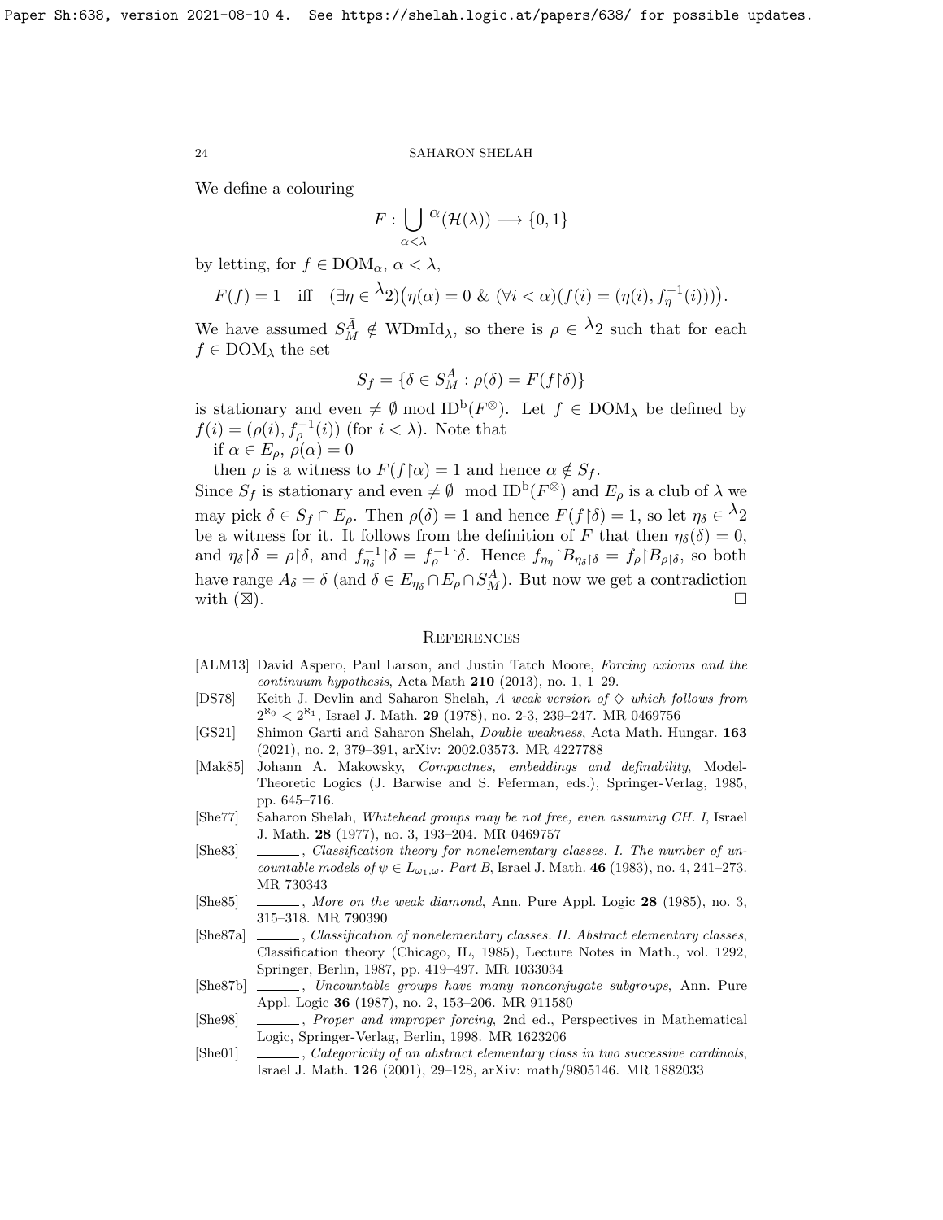We define a colouring

$$F : \bigcup_{\alpha<\lambda} {}^{\alpha}(\mathcal{H}(\lambda)) \longrightarrow \{0,1\}$$

by letting, for $f \in \mathrm{DOM}_\alpha$, $\alpha < \lambda$,

$$F(f) = 1 \quad \text{iff} \quad (\exists \eta \in {}^{\lambda}2)\big(\eta(\alpha) = 0 \ \& \ (\forall i < \alpha)(f(i) = (\eta(i), f_\eta^{-1}(i)))\big).$$

We have assumed $S^{\bar{A}}_M \notin \mathrm{WDmId}_\lambda$, so there is $\rho \in {}^{\lambda}2$ such that for each $f \in \mathrm{DOM}_\lambda$ the set

$$S_f = \{\delta \in S^{\bar{A}}_M : \rho(\delta) = F(f{\restriction}\delta)\}$$

is stationary and even $\neq \emptyset$ mod $\mathrm{ID}^{\mathrm{b}}(F^{\otimes})$. Let $f \in \mathrm{DOM}_\lambda$ be defined by $f(i) = (\rho(i), f_\rho^{-1}(i))$ (for $i < \lambda$). Note that

if $\alpha \in E_\rho$, $\rho(\alpha) = 0$

then $\rho$ is a witness to $F(f{\restriction}\alpha) = 1$ and hence $\alpha \notin S_f$.

Since $S_f$ is stationary and even $\neq \emptyset$ mod $\mathrm{ID}^{\mathrm{b}}(F^{\otimes})$ and $E_\rho$ is a club of $\lambda$ we may pick $\delta \in S_f \cap E_\rho$. Then $\rho(\delta) = 1$ and hence $F(f{\restriction}\delta) = 1$, so let $\eta_\delta \in {}^{\lambda}2$ be a witness for it. It follows from the definition of $F$ that then $\eta_\delta(\delta) = 0$, and $\eta_\delta{\restriction}\delta = \rho{\restriction}\delta$, and $f^{-1}_{\eta_\delta}{\restriction}\delta = f^{-1}_\rho{\restriction}\delta$. Hence $f_{\eta_\eta}{\restriction}B_{\eta_\delta{\restriction}\delta} = f_\rho{\restriction}B_{\rho{\restriction}\delta}$, so both have range $A_\delta = \delta$ (and $\delta \in E_{\eta_\delta} \cap E_\rho \cap S^{\bar{A}}_M$). But now we get a contradiction with $(\boxtimes)$. $\square$

## References

[ALM13] David Aspero, Paul Larson, and Justin Tatch Moore, *Forcing axioms and the continuum hypothesis*, Acta Math **210** (2013), no. 1, 1–29.

[DS78] Keith J. Devlin and Saharon Shelah, *A weak version of $\diamondsuit$ which follows from $2^{\aleph_0} < 2^{\aleph_1}$*, Israel J. Math. **29** (1978), no. 2-3, 239–247. MR 0469756

[GS21] Shimon Garti and Saharon Shelah, *Double weakness*, Acta Math. Hungar. **163** (2021), no. 2, 379–391, arXiv: 2002.03573. MR 4227788

[Mak85] Johann A. Makowsky, *Compactnes, embeddings and definability*, Model-Theoretic Logics (J. Barwise and S. Feferman, eds.), Springer-Verlag, 1985, pp. 645–716.

[She77] Saharon Shelah, *Whitehead groups may be not free, even assuming CH. I*, Israel J. Math. **28** (1977), no. 3, 193–204. MR 0469757

[She83] ______, *Classification theory for nonelementary classes. I. The number of uncountable models of $\psi \in L_{\omega_1,\omega}$. Part B*, Israel J. Math. **46** (1983), no. 4, 241–273. MR 730343

[She85] ______, *More on the weak diamond*, Ann. Pure Appl. Logic **28** (1985), no. 3, 315–318. MR 790390

[She87a] ______, *Classification of nonelementary classes. II. Abstract elementary classes*, Classification theory (Chicago, IL, 1985), Lecture Notes in Math., vol. 1292, Springer, Berlin, 1987, pp. 419–497. MR 1033034

[She87b] ______, *Uncountable groups have many nonconjugate subgroups*, Ann. Pure Appl. Logic **36** (1987), no. 2, 153–206. MR 911580

[She98] ______, *Proper and improper forcing*, 2nd ed., Perspectives in Mathematical Logic, Springer-Verlag, Berlin, 1998. MR 1623206

[She01] ______, *Categoricity of an abstract elementary class in two successive cardinals*, Israel J. Math. **126** (2001), 29–128, arXiv: math/9805146. MR 1882033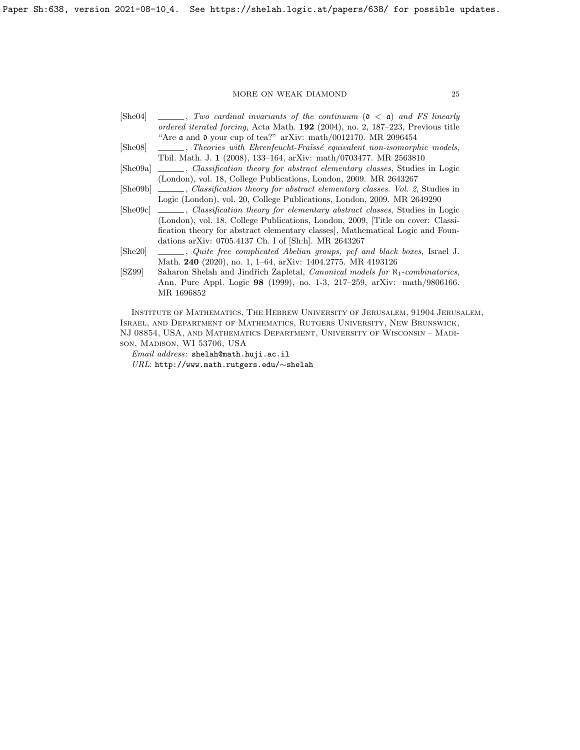[She04] ______, *Two cardinal invariants of the continuum* ($\mathfrak{d} < \mathfrak{a}$) *and FS linearly ordered iterated forcing*, Acta Math. **192** (2004), no. 2, 187–223, Previous title "Are $\mathfrak{a}$ and $\mathfrak{d}$ your cup of tea?" arXiv: math/0012170. MR 2096454

[She08] ______, *Theories with Ehrenfeucht-Fraïssé equivalent non-isomorphic models*, Tbil. Math. J. **1** (2008), 133–164, arXiv: math/0703477. MR 2563810

[She09a] ______, *Classification theory for abstract elementary classes*, Studies in Logic (London), vol. 18, College Publications, London, 2009. MR 2643267

[She09b] ______, *Classification theory for abstract elementary classes. Vol. 2*, Studies in Logic (London), vol. 20, College Publications, London, 2009. MR 2649290

[She09c] ______, *Classification theory for elementary abstract classes*, Studies in Logic (London), vol. 18, College Publications, London, 2009, [Title on cover: Classification theory for abstract elementary classes], Mathematical Logic and Foundations arXiv: 0705.4137 Ch. I of [Sh:h]. MR 2643267

[She20] ______, *Quite free complicated Abelian groups, pcf and black boxes*, Israel J. Math. **240** (2020), no. 1, 1–64, arXiv: 1404.2775. MR 4193126

[SZ99] Saharon Shelah and Jindřich Zapletal, *Canonical models for $\aleph_1$-combinatorics*, Ann. Pure Appl. Logic **98** (1999), no. 1-3, 217–259, arXiv: math/9806166. MR 1696852

Institute of Mathematics, The Hebrew University of Jerusalem, 91904 Jerusalem, Israel, and Department of Mathematics, Rutgers University, New Brunswick, NJ 08854, USA, and Mathematics Department, University of Wisconsin – Madison, Madison, WI 53706, USA

*Email address*: shelah@math.huji.ac.il

*URL*: http://www.math.rutgers.edu/~shelah